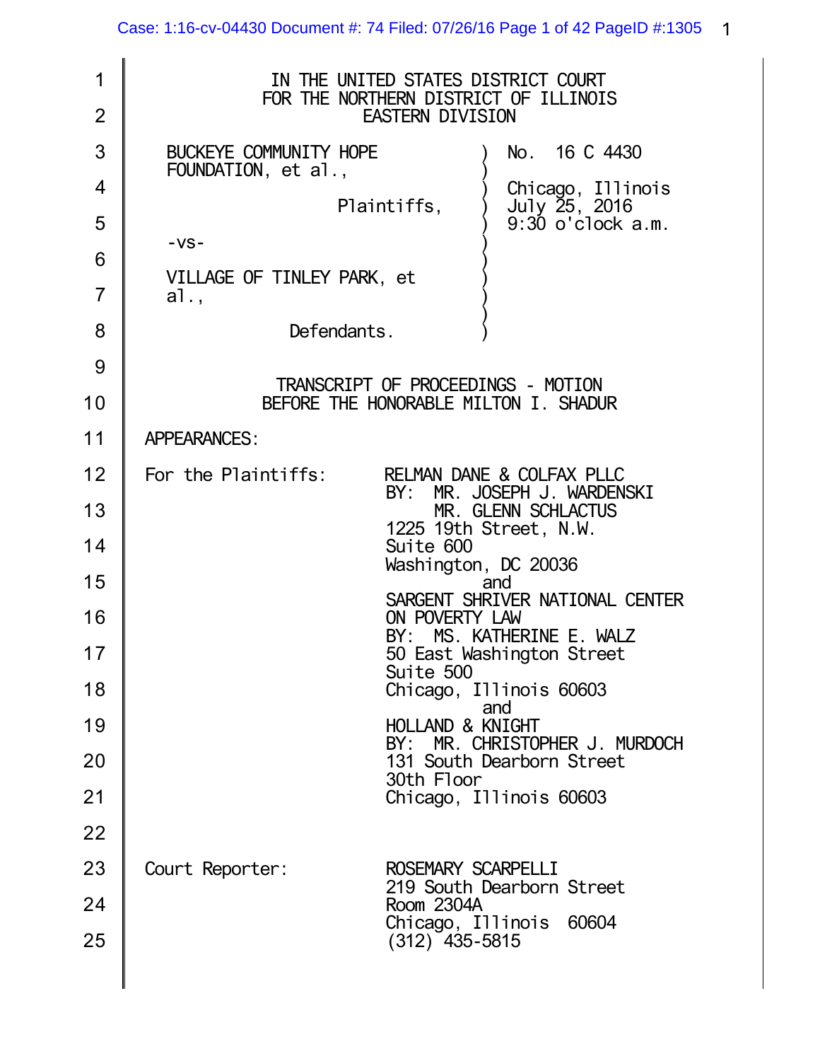IN THE UNITED STATES DISTRICT COURT
FOR THE NORTHERN DISTRICT OF ILLINOIS
EASTERN DIVISION

BUCKEYE COMMUNITY HOPE FOUNDATION, et al.,

Plaintiffs,

-vs-

VILLAGE OF TINLEY PARK, et al.,

Defendants.

No. 16 C 4430

Chicago, Illinois
July 25, 2016
9:30 o'clock a.m.

TRANSCRIPT OF PROCEEDINGS - MOTION
BEFORE THE HONORABLE MILTON I. SHADUR

APPEARANCES:

For the Plaintiffs:

RELMAN DANE & COLFAX PLLC
BY: MR. JOSEPH J. WARDENSKI
MR. GLENN SCHLACTUS
1225 19th Street, N.W.
Suite 600
Washington, DC 20036

and

SARGENT SHRIVER NATIONAL CENTER ON POVERTY LAW
BY: MS. KATHERINE E. WALZ
50 East Washington Street
Suite 500
Chicago, Illinois 60603

and

HOLLAND & KNIGHT
BY: MR. CHRISTOPHER J. MURDOCH
131 South Dearborn Street
30th Floor
Chicago, Illinois 60603

Court Reporter:

ROSEMARY SCARPELLI
219 South Dearborn Street
Room 2304A
Chicago, Illinois 60604
(312) 435-5815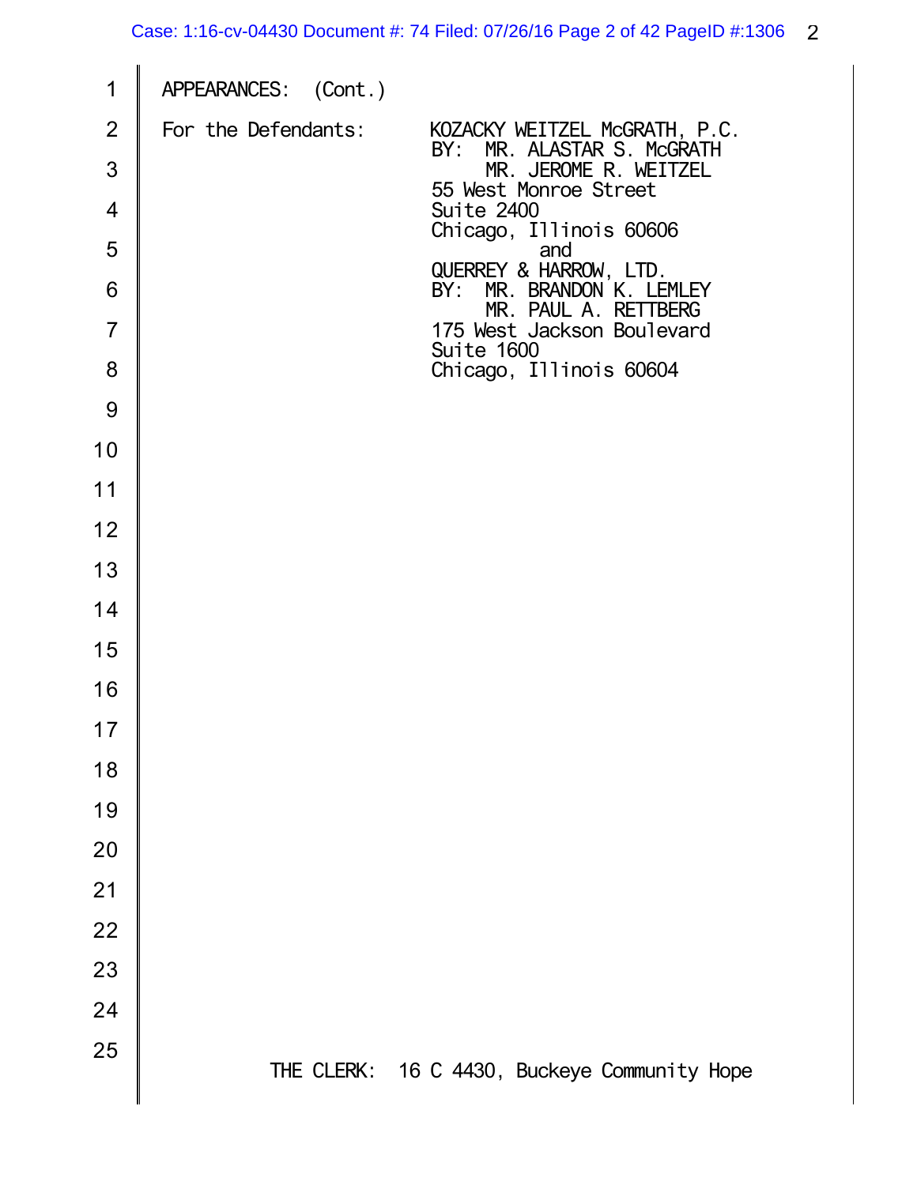APPEARANCES: (Cont.)

For the Defendants:

KOZACKY WEITZEL McGRATH, P.C.
BY: MR. ALASTAR S. McGRATH
MR. JEROME R. WEITZEL
55 West Monroe Street
Suite 2400
Chicago, Illinois 60606
and
QUERREY & HARROW, LTD.
BY: MR. BRANDON K. LEMLEY
MR. PAUL A. RETTBERG
175 West Jackson Boulevard
Suite 1600
Chicago, Illinois 60604

THE CLERK: 16 C 4430, Buckeye Community Hope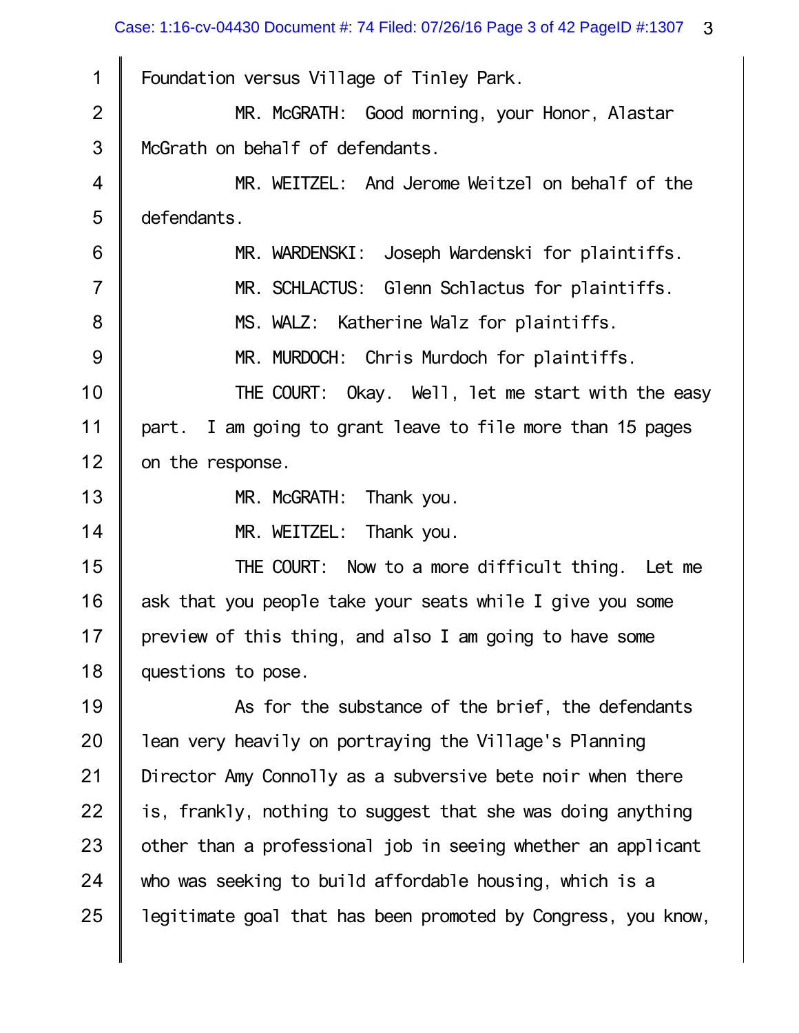Foundation versus Village of Tinley Park.

MR. McGRATH: Good morning, your Honor, Alastar McGrath on behalf of defendants.

MR. WEITZEL: And Jerome Weitzel on behalf of the defendants.

MR. WARDENSKI: Joseph Wardenski for plaintiffs.

MR. SCHLACTUS: Glenn Schlactus for plaintiffs.

MS. WALZ: Katherine Walz for plaintiffs.

MR. MURDOCH: Chris Murdoch for plaintiffs.

THE COURT: Okay. Well, let me start with the easy part. I am going to grant leave to file more than 15 pages on the response.

MR. McGRATH: Thank you.

MR. WEITZEL: Thank you.

THE COURT: Now to a more difficult thing. Let me ask that you people take your seats while I give you some preview of this thing, and also I am going to have some questions to pose.

As for the substance of the brief, the defendants lean very heavily on portraying the Village's Planning Director Amy Connolly as a subversive bete noir when there is, frankly, nothing to suggest that she was doing anything other than a professional job in seeing whether an applicant who was seeking to build affordable housing, which is a legitimate goal that has been promoted by Congress, you know,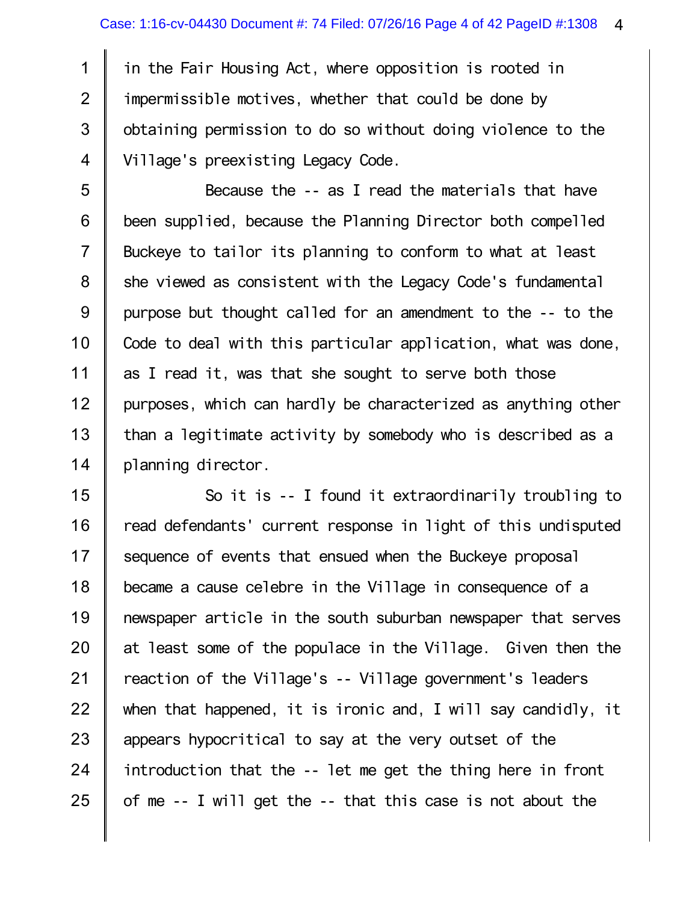in the Fair Housing Act, where opposition is rooted in impermissible motives, whether that could be done by obtaining permission to do so without doing violence to the Village's preexisting Legacy Code.

Because the -- as I read the materials that have been supplied, because the Planning Director both compelled Buckeye to tailor its planning to conform to what at least she viewed as consistent with the Legacy Code's fundamental purpose but thought called for an amendment to the -- to the Code to deal with this particular application, what was done, as I read it, was that she sought to serve both those purposes, which can hardly be characterized as anything other than a legitimate activity by somebody who is described as a planning director.

So it is -- I found it extraordinarily troubling to read defendants' current response in light of this undisputed sequence of events that ensued when the Buckeye proposal became a cause celebre in the Village in consequence of a newspaper article in the south suburban newspaper that serves at least some of the populace in the Village. Given then the reaction of the Village's -- Village government's leaders when that happened, it is ironic and, I will say candidly, it appears hypocritical to say at the very outset of the introduction that the -- let me get the thing here in front of me -- I will get the -- that this case is not about the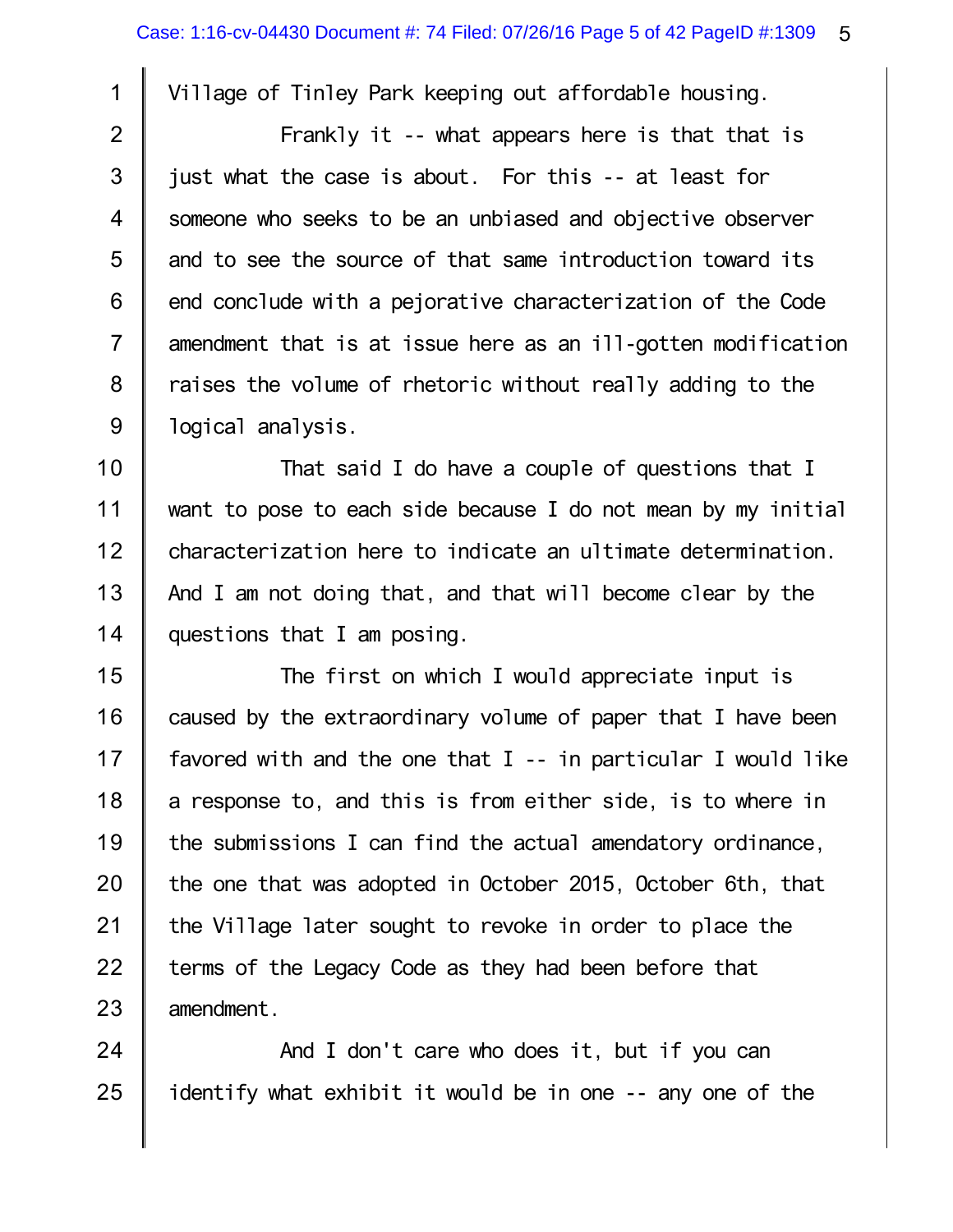Village of Tinley Park keeping out affordable housing.

Frankly it -- what appears here is that that is just what the case is about. For this -- at least for someone who seeks to be an unbiased and objective observer and to see the source of that same introduction toward its end conclude with a pejorative characterization of the Code amendment that is at issue here as an ill-gotten modification raises the volume of rhetoric without really adding to the logical analysis.

That said I do have a couple of questions that I want to pose to each side because I do not mean by my initial characterization here to indicate an ultimate determination. And I am not doing that, and that will become clear by the questions that I am posing.

The first on which I would appreciate input is caused by the extraordinary volume of paper that I have been favored with and the one that I -- in particular I would like a response to, and this is from either side, is to where in the submissions I can find the actual amendatory ordinance, the one that was adopted in October 2015, October 6th, that the Village later sought to revoke in order to place the terms of the Legacy Code as they had been before that amendment.

And I don't care who does it, but if you can identify what exhibit it would be in one -- any one of the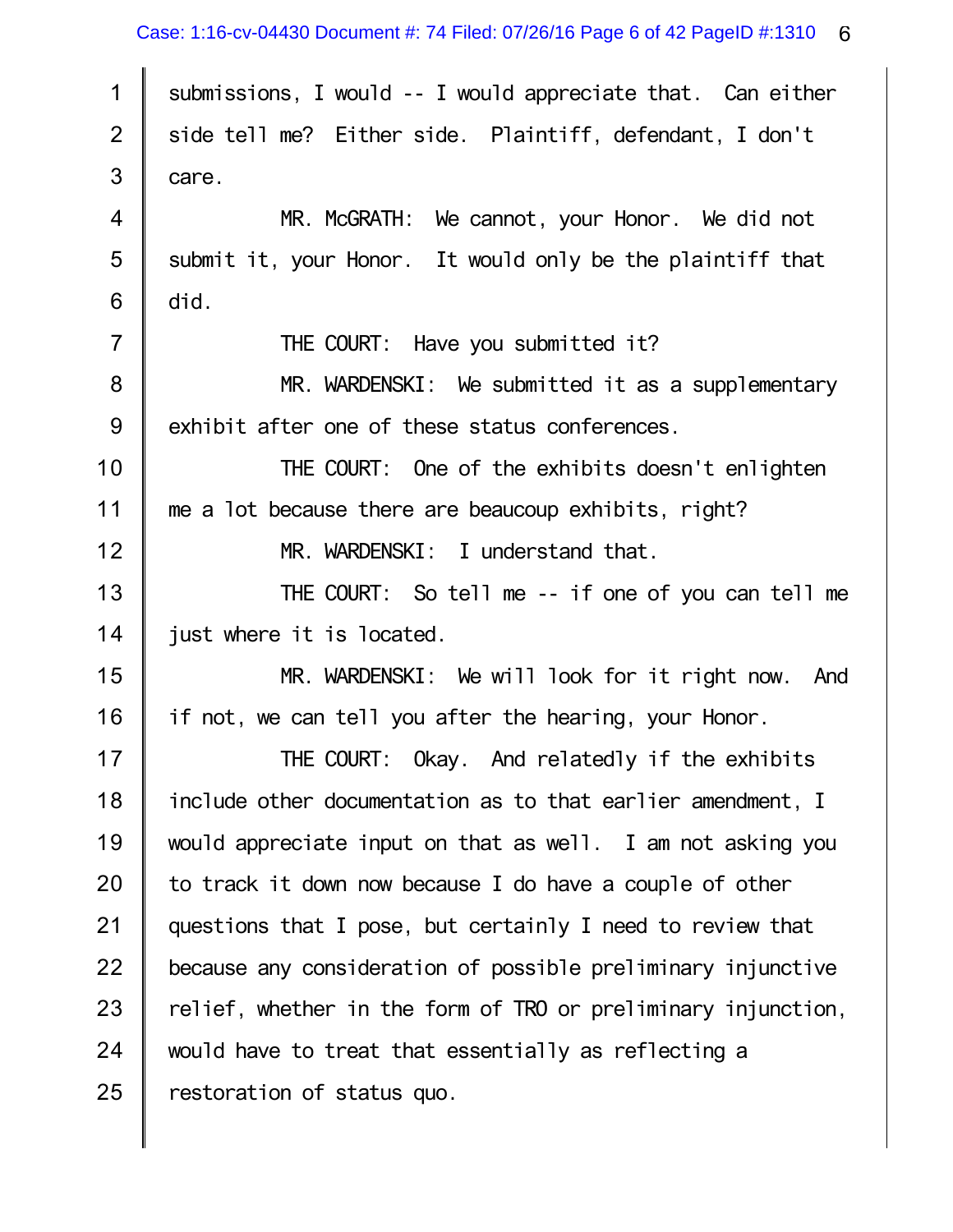submissions, I would -- I would appreciate that. Can either side tell me? Either side. Plaintiff, defendant, I don't care.

MR. McGRATH: We cannot, your Honor. We did not submit it, your Honor. It would only be the plaintiff that did.

THE COURT: Have you submitted it?

MR. WARDENSKI: We submitted it as a supplementary exhibit after one of these status conferences.

THE COURT: One of the exhibits doesn't enlighten me a lot because there are beaucoup exhibits, right?

MR. WARDENSKI: I understand that.

THE COURT: So tell me -- if one of you can tell me just where it is located.

MR. WARDENSKI: We will look for it right now. And if not, we can tell you after the hearing, your Honor.

THE COURT: Okay. And relatedly if the exhibits include other documentation as to that earlier amendment, I would appreciate input on that as well. I am not asking you to track it down now because I do have a couple of other questions that I pose, but certainly I need to review that because any consideration of possible preliminary injunctive relief, whether in the form of TRO or preliminary injunction, would have to treat that essentially as reflecting a restoration of status quo.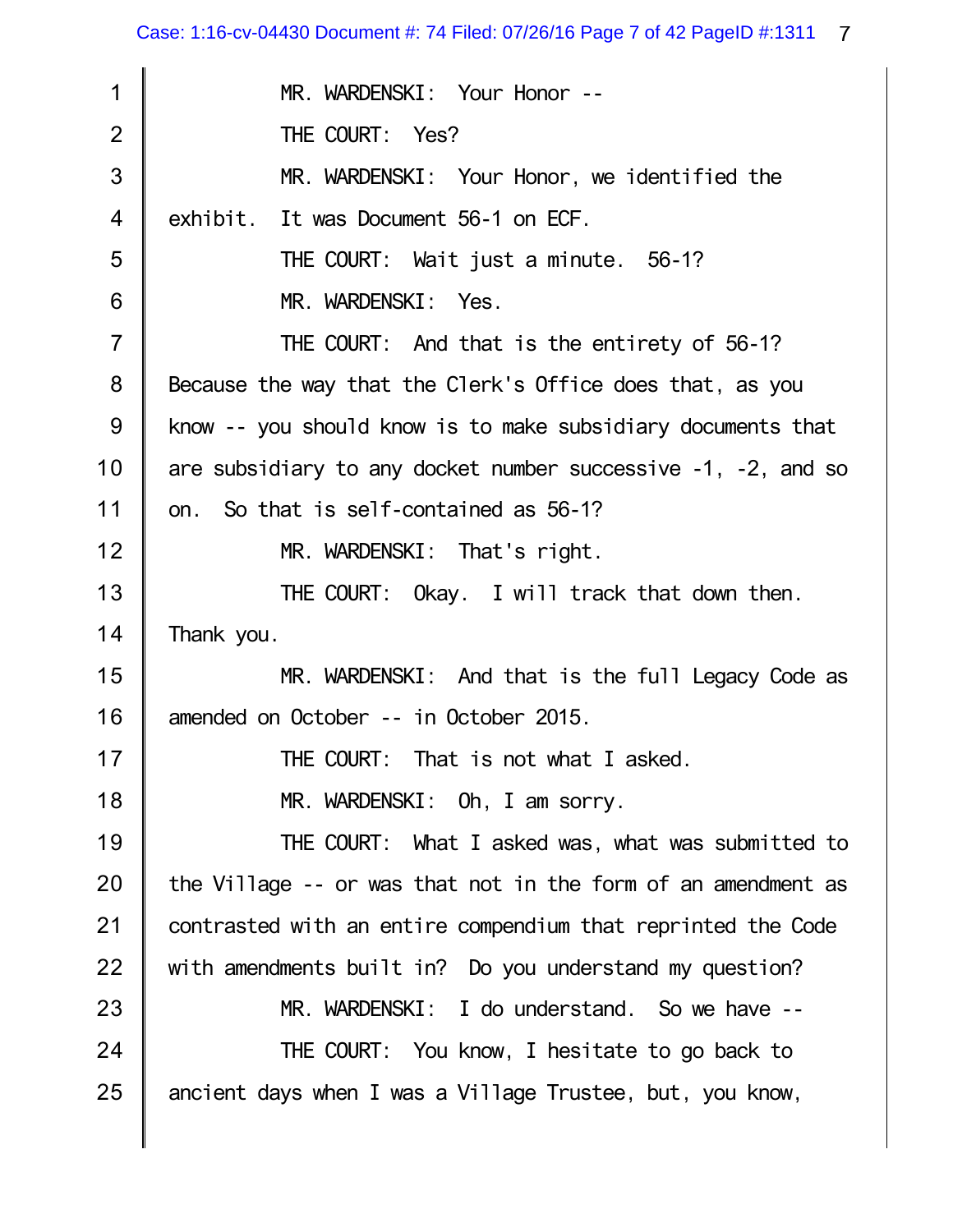MR. WARDENSKI: Your Honor --

THE COURT: Yes?

MR. WARDENSKI: Your Honor, we identified the exhibit. It was Document 56-1 on ECF.

THE COURT: Wait just a minute. 56-1?

MR. WARDENSKI: Yes.

THE COURT: And that is the entirety of 56-1? Because the way that the Clerk's Office does that, as you know -- you should know is to make subsidiary documents that are subsidiary to any docket number successive -1, -2, and so on. So that is self-contained as 56-1?

MR. WARDENSKI: That's right.

THE COURT: Okay. I will track that down then. Thank you.

MR. WARDENSKI: And that is the full Legacy Code as amended on October -- in October 2015.

THE COURT: That is not what I asked.

MR. WARDENSKI: Oh, I am sorry.

THE COURT: What I asked was, what was submitted to the Village -- or was that not in the form of an amendment as contrasted with an entire compendium that reprinted the Code with amendments built in? Do you understand my question?

MR. WARDENSKI: I do understand. So we have --

THE COURT: You know, I hesitate to go back to ancient days when I was a Village Trustee, but, you know,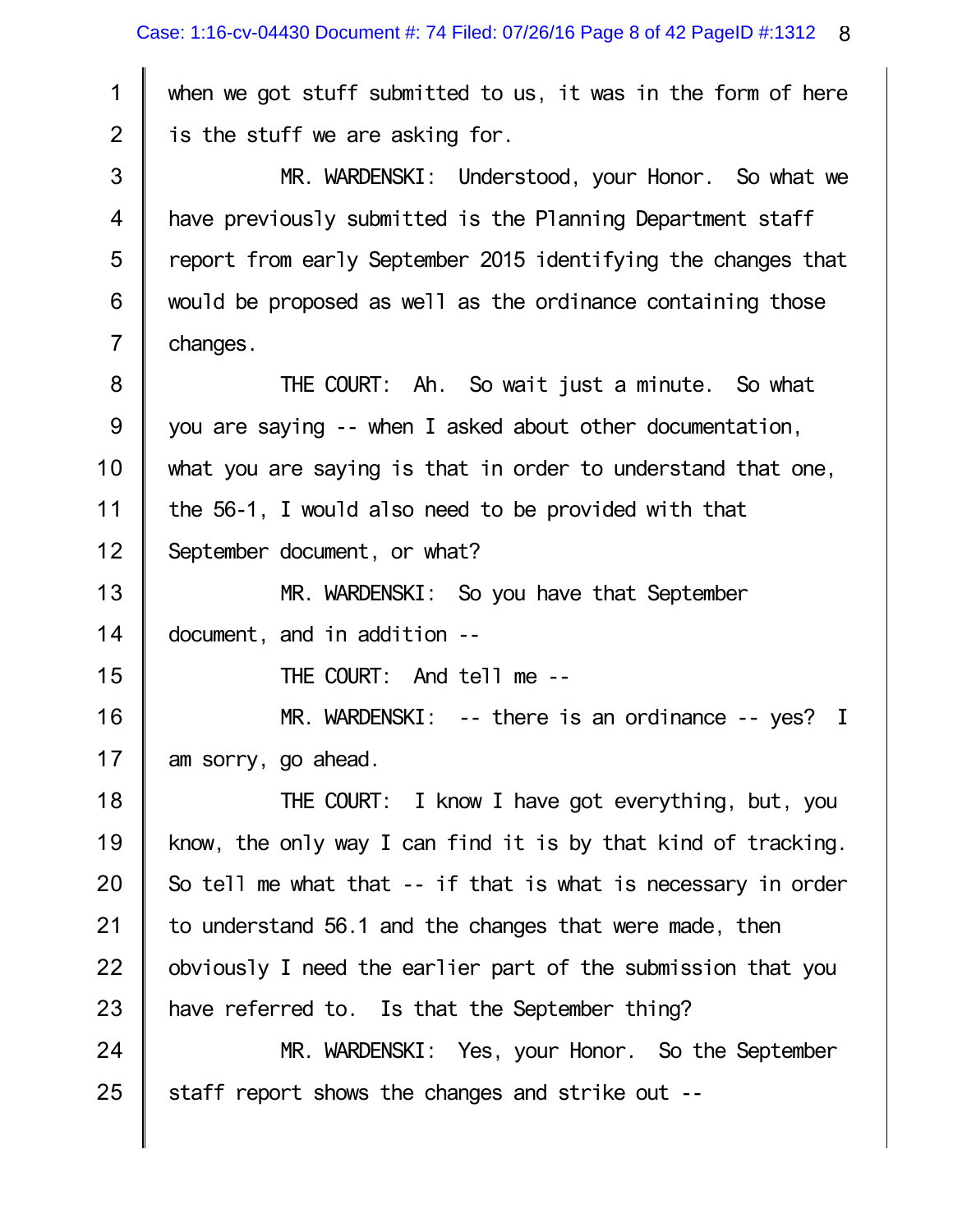when we got stuff submitted to us, it was in the form of here is the stuff we are asking for.

MR. WARDENSKI: Understood, your Honor. So what we have previously submitted is the Planning Department staff report from early September 2015 identifying the changes that would be proposed as well as the ordinance containing those changes.

THE COURT: Ah. So wait just a minute. So what you are saying -- when I asked about other documentation, what you are saying is that in order to understand that one, the 56-1, I would also need to be provided with that September document, or what?

MR. WARDENSKI: So you have that September document, and in addition --

THE COURT: And tell me --

MR. WARDENSKI: -- there is an ordinance -- yes? I am sorry, go ahead.

THE COURT: I know I have got everything, but, you know, the only way I can find it is by that kind of tracking. So tell me what that -- if that is what is necessary in order to understand 56.1 and the changes that were made, then obviously I need the earlier part of the submission that you have referred to. Is that the September thing?

MR. WARDENSKI: Yes, your Honor. So the September staff report shows the changes and strike out --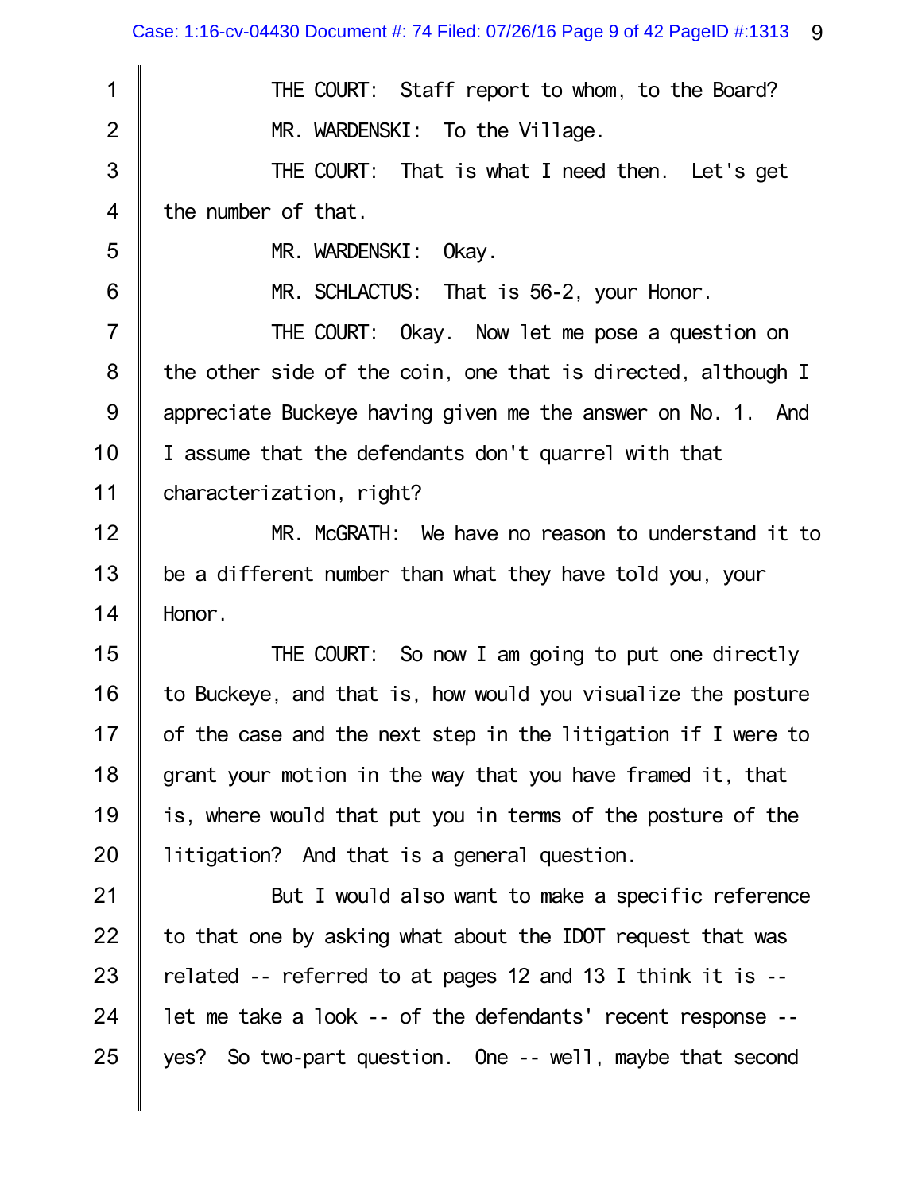THE COURT: Staff report to whom, to the Board?

MR. WARDENSKI: To the Village.

THE COURT: That is what I need then. Let's get the number of that.

MR. WARDENSKI: Okay.

MR. SCHLACTUS: That is 56-2, your Honor.

THE COURT: Okay. Now let me pose a question on the other side of the coin, one that is directed, although I appreciate Buckeye having given me the answer on No. 1. And I assume that the defendants don't quarrel with that characterization, right?

MR. McGRATH: We have no reason to understand it to be a different number than what they have told you, your Honor.

THE COURT: So now I am going to put one directly to Buckeye, and that is, how would you visualize the posture of the case and the next step in the litigation if I were to grant your motion in the way that you have framed it, that is, where would that put you in terms of the posture of the litigation? And that is a general question.

But I would also want to make a specific reference to that one by asking what about the IDOT request that was related -- referred to at pages 12 and 13 I think it is -- let me take a look -- of the defendants' recent response -- yes? So two-part question. One -- well, maybe that second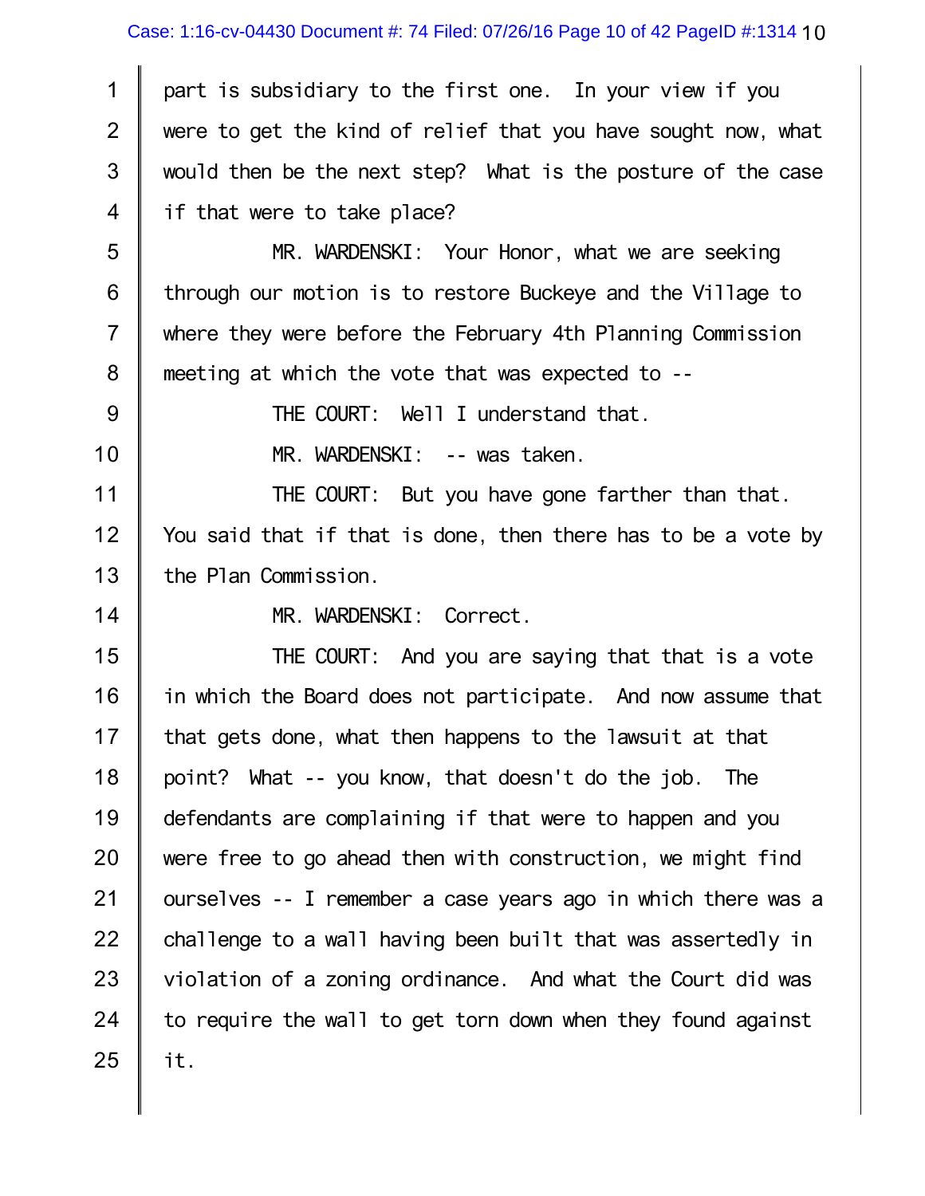part is subsidiary to the first one. In your view if you were to get the kind of relief that you have sought now, what would then be the next step? What is the posture of the case if that were to take place?

MR. WARDENSKI: Your Honor, what we are seeking through our motion is to restore Buckeye and the Village to where they were before the February 4th Planning Commission meeting at which the vote that was expected to --

THE COURT: Well I understand that.

MR. WARDENSKI: -- was taken.

THE COURT: But you have gone farther than that. You said that if that is done, then there has to be a vote by the Plan Commission.

MR. WARDENSKI: Correct.

THE COURT: And you are saying that that is a vote in which the Board does not participate. And now assume that that gets done, what then happens to the lawsuit at that point? What -- you know, that doesn't do the job. The defendants are complaining if that were to happen and you were free to go ahead then with construction, we might find ourselves -- I remember a case years ago in which there was a challenge to a wall having been built that was assertedly in violation of a zoning ordinance. And what the Court did was to require the wall to get torn down when they found against it.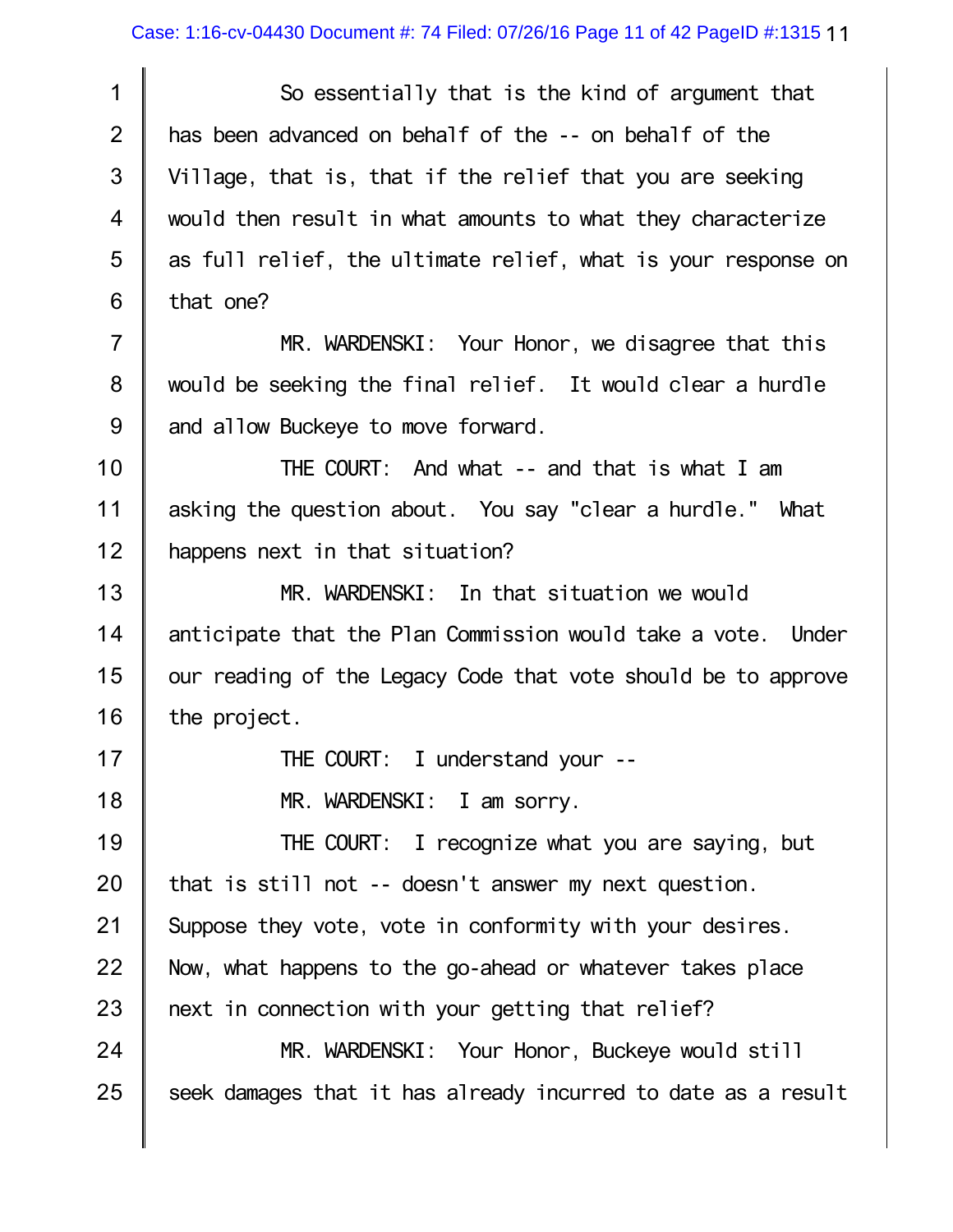So essentially that is the kind of argument that has been advanced on behalf of the -- on behalf of the Village, that is, that if the relief that you are seeking would then result in what amounts to what they characterize as full relief, the ultimate relief, what is your response on that one?

MR. WARDENSKI: Your Honor, we disagree that this would be seeking the final relief. It would clear a hurdle and allow Buckeye to move forward.

THE COURT: And what -- and that is what I am asking the question about. You say "clear a hurdle." What happens next in that situation?

MR. WARDENSKI: In that situation we would anticipate that the Plan Commission would take a vote. Under our reading of the Legacy Code that vote should be to approve the project.

THE COURT: I understand your --

MR. WARDENSKI: I am sorry.

THE COURT: I recognize what you are saying, but that is still not -- doesn't answer my next question. Suppose they vote, vote in conformity with your desires. Now, what happens to the go-ahead or whatever takes place next in connection with your getting that relief?

MR. WARDENSKI: Your Honor, Buckeye would still seek damages that it has already incurred to date as a result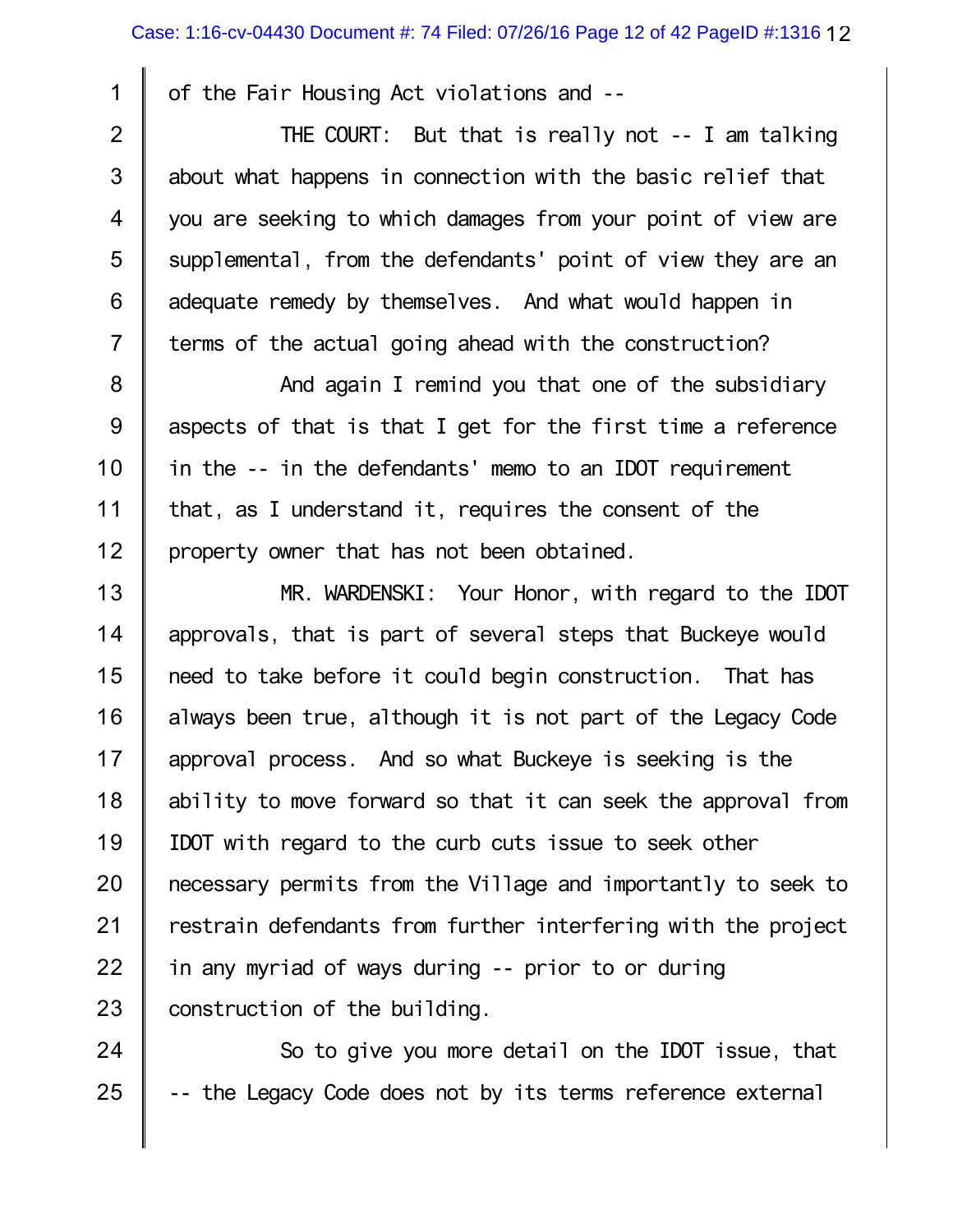of the Fair Housing Act violations and --

THE COURT: But that is really not -- I am talking about what happens in connection with the basic relief that you are seeking to which damages from your point of view are supplemental, from the defendants' point of view they are an adequate remedy by themselves. And what would happen in terms of the actual going ahead with the construction?

And again I remind you that one of the subsidiary aspects of that is that I get for the first time a reference in the -- in the defendants' memo to an IDOT requirement that, as I understand it, requires the consent of the property owner that has not been obtained.

MR. WARDENSKI: Your Honor, with regard to the IDOT approvals, that is part of several steps that Buckeye would need to take before it could begin construction. That has always been true, although it is not part of the Legacy Code approval process. And so what Buckeye is seeking is the ability to move forward so that it can seek the approval from IDOT with regard to the curb cuts issue to seek other necessary permits from the Village and importantly to seek to restrain defendants from further interfering with the project in any myriad of ways during -- prior to or during construction of the building.

So to give you more detail on the IDOT issue, that -- the Legacy Code does not by its terms reference external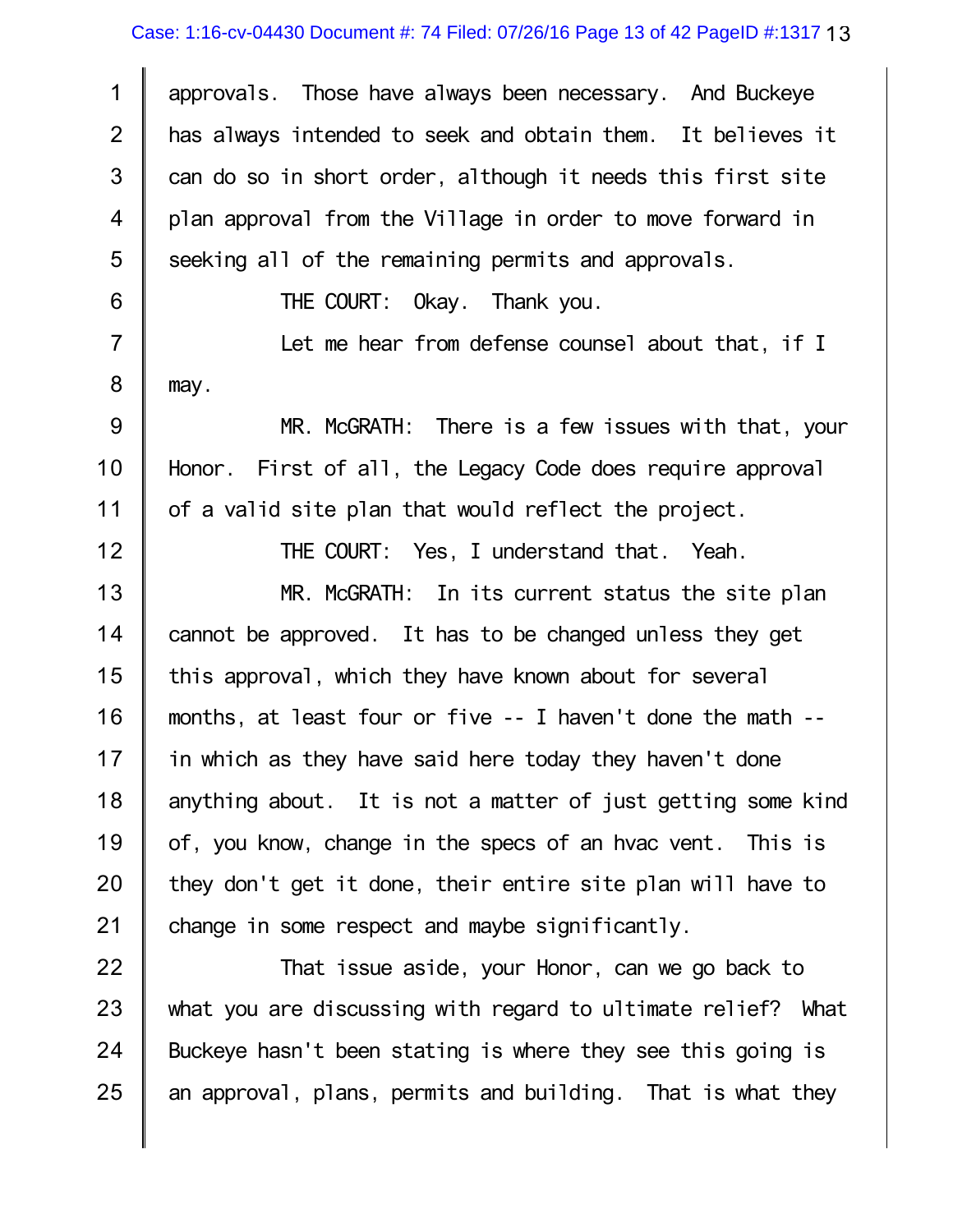approvals. Those have always been necessary. And Buckeye has always intended to seek and obtain them. It believes it can do so in short order, although it needs this first site plan approval from the Village in order to move forward in seeking all of the remaining permits and approvals.

THE COURT: Okay. Thank you.

Let me hear from defense counsel about that, if I may.

MR. McGRATH: There is a few issues with that, your Honor. First of all, the Legacy Code does require approval of a valid site plan that would reflect the project.

THE COURT: Yes, I understand that. Yeah.

MR. McGRATH: In its current status the site plan cannot be approved. It has to be changed unless they get this approval, which they have known about for several months, at least four or five -- I haven't done the math -- in which as they have said here today they haven't done anything about. It is not a matter of just getting some kind of, you know, change in the specs of an hvac vent. This is they don't get it done, their entire site plan will have to change in some respect and maybe significantly.

That issue aside, your Honor, can we go back to what you are discussing with regard to ultimate relief? What Buckeye hasn't been stating is where they see this going is an approval, plans, permits and building. That is what they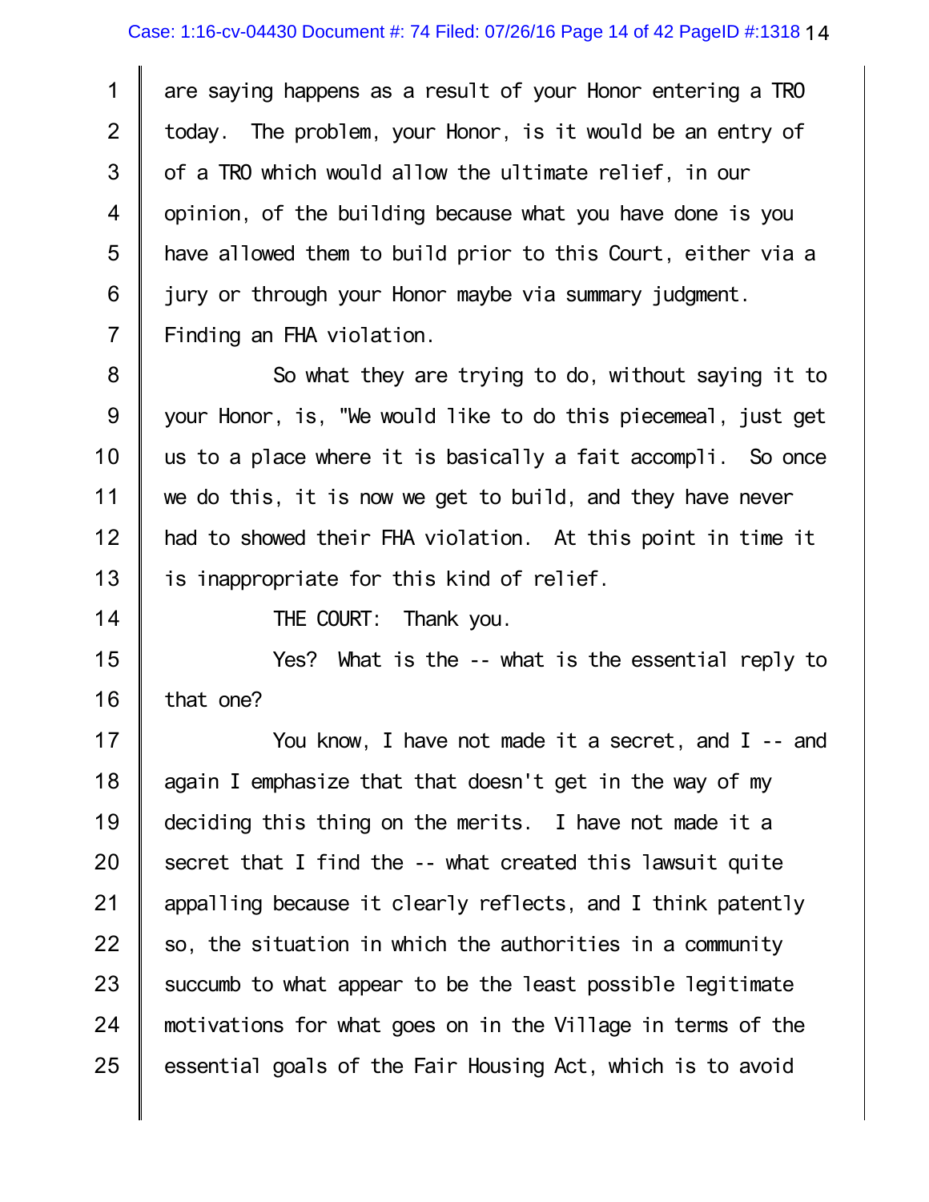are saying happens as a result of your Honor entering a TRO today. The problem, your Honor, is it would be an entry of of a TRO which would allow the ultimate relief, in our opinion, of the building because what you have done is you have allowed them to build prior to this Court, either via a jury or through your Honor maybe via summary judgment. Finding an FHA violation.

So what they are trying to do, without saying it to your Honor, is, "We would like to do this piecemeal, just get us to a place where it is basically a fait accompli. So once we do this, it is now we get to build, and they have never had to showed their FHA violation. At this point in time it is inappropriate for this kind of relief.

THE COURT: Thank you.

Yes? What is the -- what is the essential reply to that one?

You know, I have not made it a secret, and I -- and again I emphasize that that doesn't get in the way of my deciding this thing on the merits. I have not made it a secret that I find the -- what created this lawsuit quite appalling because it clearly reflects, and I think patently so, the situation in which the authorities in a community succumb to what appear to be the least possible legitimate motivations for what goes on in the Village in terms of the essential goals of the Fair Housing Act, which is to avoid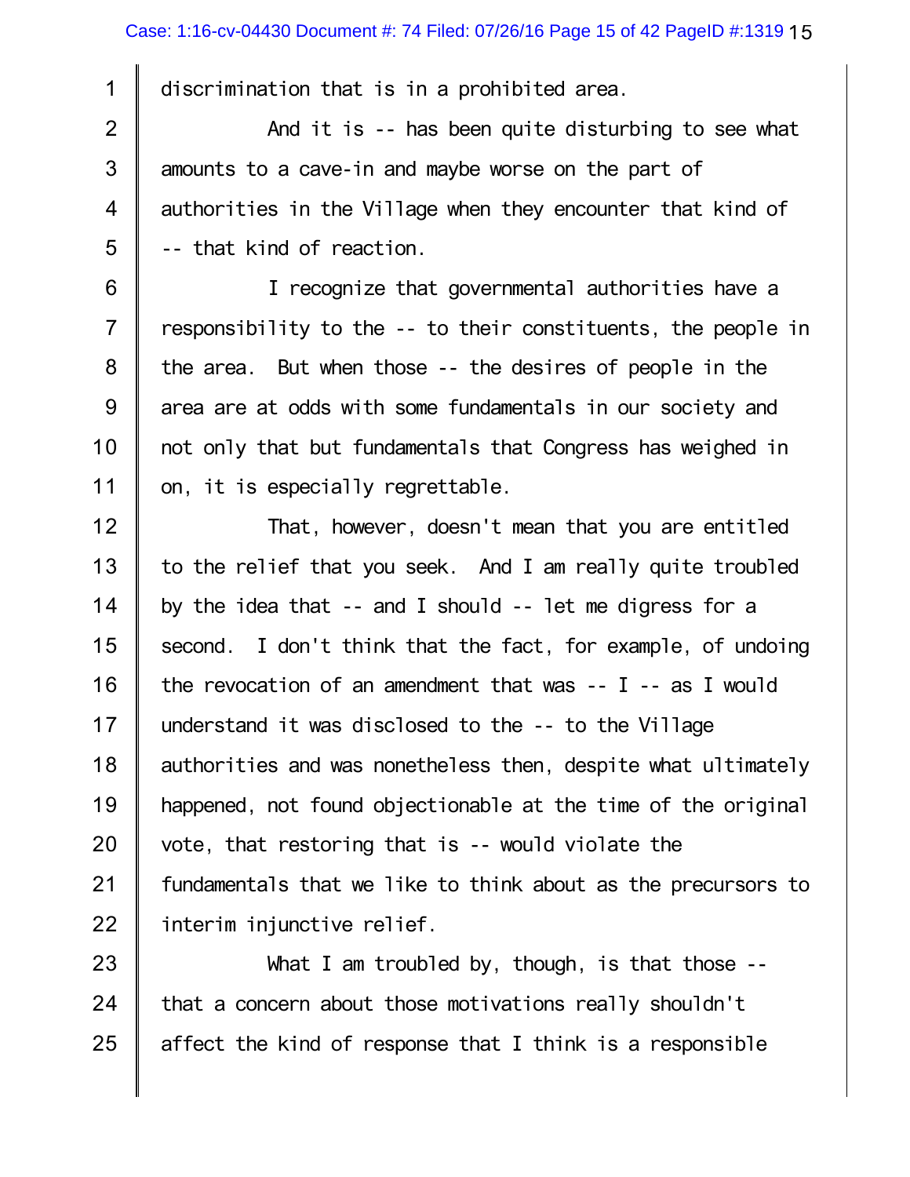discrimination that is in a prohibited area.

And it is -- has been quite disturbing to see what amounts to a cave-in and maybe worse on the part of authorities in the Village when they encounter that kind of -- that kind of reaction.

I recognize that governmental authorities have a responsibility to the -- to their constituents, the people in the area. But when those -- the desires of people in the area are at odds with some fundamentals in our society and not only that but fundamentals that Congress has weighed in on, it is especially regrettable.

That, however, doesn't mean that you are entitled to the relief that you seek. And I am really quite troubled by the idea that -- and I should -- let me digress for a second. I don't think that the fact, for example, of undoing the revocation of an amendment that was -- I -- as I would understand it was disclosed to the -- to the Village authorities and was nonetheless then, despite what ultimately happened, not found objectionable at the time of the original vote, that restoring that is -- would violate the fundamentals that we like to think about as the precursors to interim injunctive relief.

What I am troubled by, though, is that those -- that a concern about those motivations really shouldn't affect the kind of response that I think is a responsible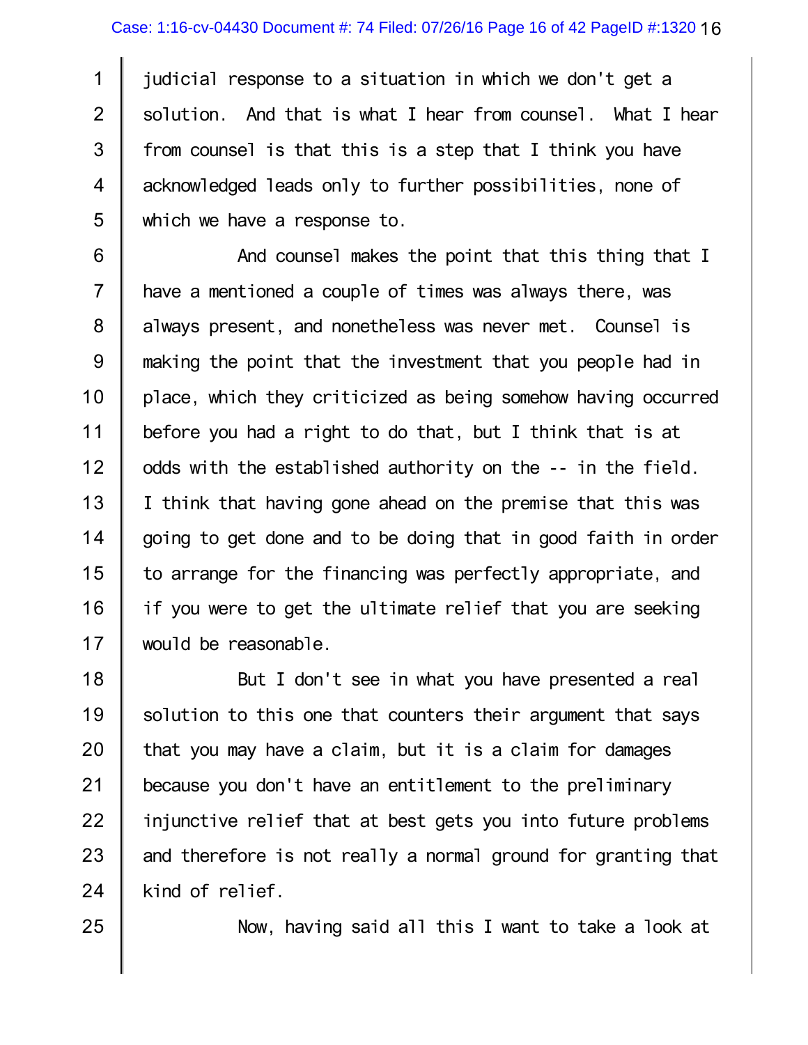judicial response to a situation in which we don't get a solution. And that is what I hear from counsel. What I hear from counsel is that this is a step that I think you have acknowledged leads only to further possibilities, none of which we have a response to.

And counsel makes the point that this thing that I have a mentioned a couple of times was always there, was always present, and nonetheless was never met. Counsel is making the point that the investment that you people had in place, which they criticized as being somehow having occurred before you had a right to do that, but I think that is at odds with the established authority on the -- in the field. I think that having gone ahead on the premise that this was going to get done and to be doing that in good faith in order to arrange for the financing was perfectly appropriate, and if you were to get the ultimate relief that you are seeking would be reasonable.

But I don't see in what you have presented a real solution to this one that counters their argument that says that you may have a claim, but it is a claim for damages because you don't have an entitlement to the preliminary injunctive relief that at best gets you into future problems and therefore is not really a normal ground for granting that kind of relief.

Now, having said all this I want to take a look at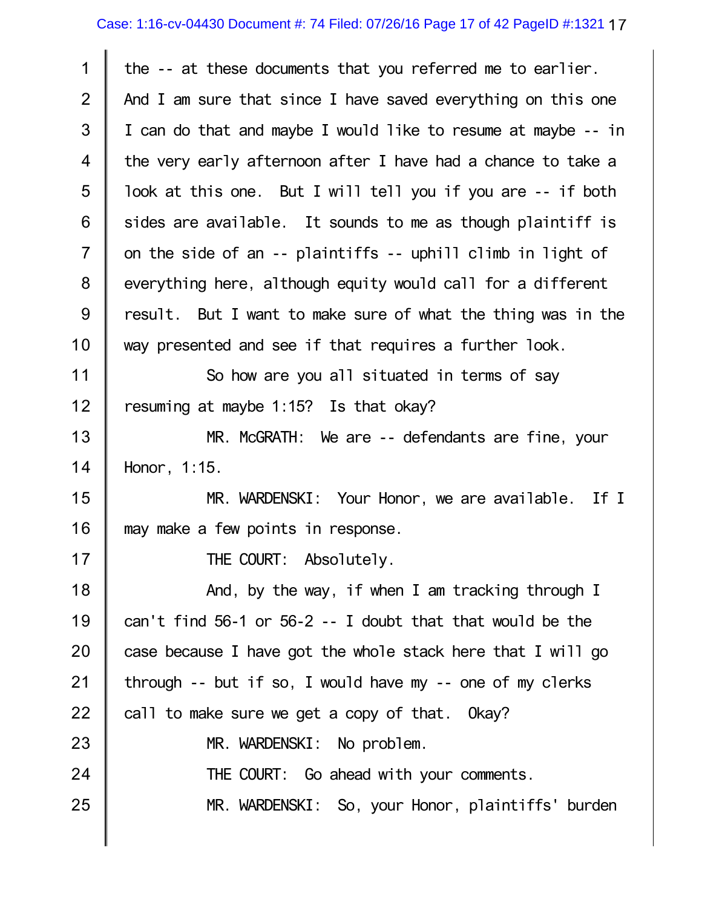the -- at these documents that you referred me to earlier. And I am sure that since I have saved everything on this one I can do that and maybe I would like to resume at maybe -- in the very early afternoon after I have had a chance to take a look at this one. But I will tell you if you are -- if both sides are available. It sounds to me as though plaintiff is on the side of an -- plaintiffs -- uphill climb in light of everything here, although equity would call for a different result. But I want to make sure of what the thing was in the way presented and see if that requires a further look.

So how are you all situated in terms of say resuming at maybe 1:15? Is that okay?

MR. McGRATH: We are -- defendants are fine, your Honor, 1:15.

MR. WARDENSKI: Your Honor, we are available. If I may make a few points in response.

THE COURT: Absolutely.

And, by the way, if when I am tracking through I can't find 56-1 or 56-2 -- I doubt that that would be the case because I have got the whole stack here that I will go through -- but if so, I would have my -- one of my clerks call to make sure we get a copy of that. Okay?

MR. WARDENSKI: No problem.

THE COURT: Go ahead with your comments.

MR. WARDENSKI: So, your Honor, plaintiffs' burden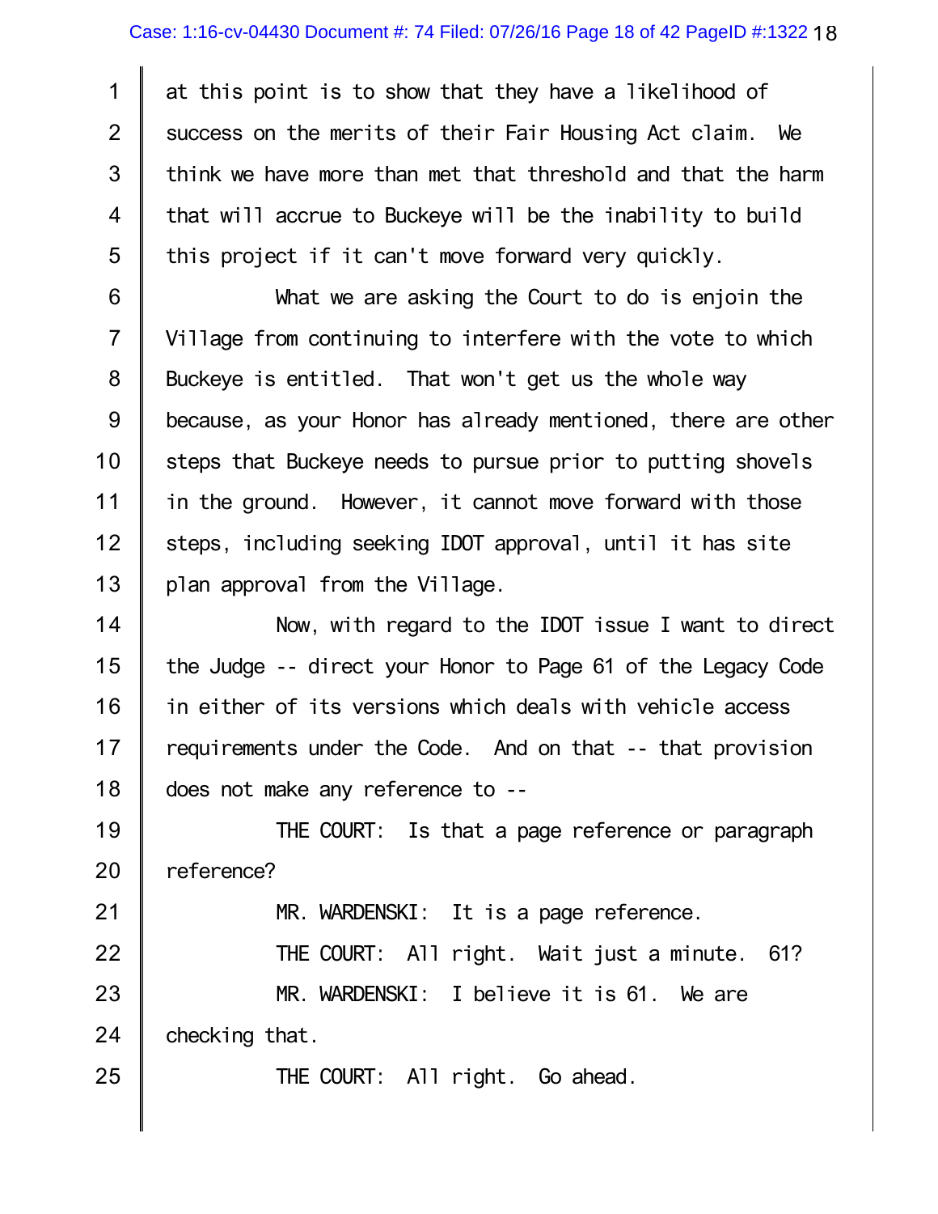at this point is to show that they have a likelihood of success on the merits of their Fair Housing Act claim. We think we have more than met that threshold and that the harm that will accrue to Buckeye will be the inability to build this project if it can't move forward very quickly.

What we are asking the Court to do is enjoin the Village from continuing to interfere with the vote to which Buckeye is entitled. That won't get us the whole way because, as your Honor has already mentioned, there are other steps that Buckeye needs to pursue prior to putting shovels in the ground. However, it cannot move forward with those steps, including seeking IDOT approval, until it has site plan approval from the Village.

Now, with regard to the IDOT issue I want to direct the Judge -- direct your Honor to Page 61 of the Legacy Code in either of its versions which deals with vehicle access requirements under the Code. And on that -- that provision does not make any reference to --

THE COURT: Is that a page reference or paragraph reference?

MR. WARDENSKI: It is a page reference.

THE COURT: All right. Wait just a minute. 61?

MR. WARDENSKI: I believe it is 61. We are checking that.

THE COURT: All right. Go ahead.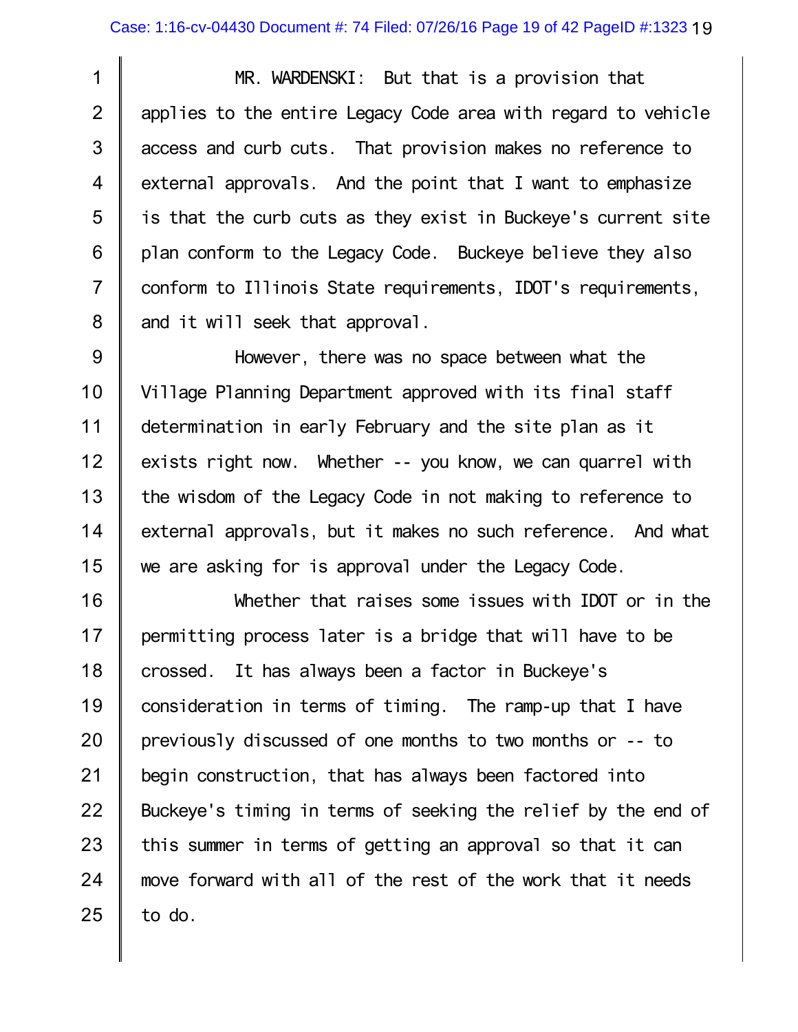MR. WARDENSKI: But that is a provision that applies to the entire Legacy Code area with regard to vehicle access and curb cuts. That provision makes no reference to external approvals. And the point that I want to emphasize is that the curb cuts as they exist in Buckeye's current site plan conform to the Legacy Code. Buckeye believe they also conform to Illinois State requirements, IDOT's requirements, and it will seek that approval.

However, there was no space between what the Village Planning Department approved with its final staff determination in early February and the site plan as it exists right now. Whether -- you know, we can quarrel with the wisdom of the Legacy Code in not making to reference to external approvals, but it makes no such reference. And what we are asking for is approval under the Legacy Code.

Whether that raises some issues with IDOT or in the permitting process later is a bridge that will have to be crossed. It has always been a factor in Buckeye's consideration in terms of timing. The ramp-up that I have previously discussed of one months to two months or -- to begin construction, that has always been factored into Buckeye's timing in terms of seeking the relief by the end of this summer in terms of getting an approval so that it can move forward with all of the rest of the work that it needs to do.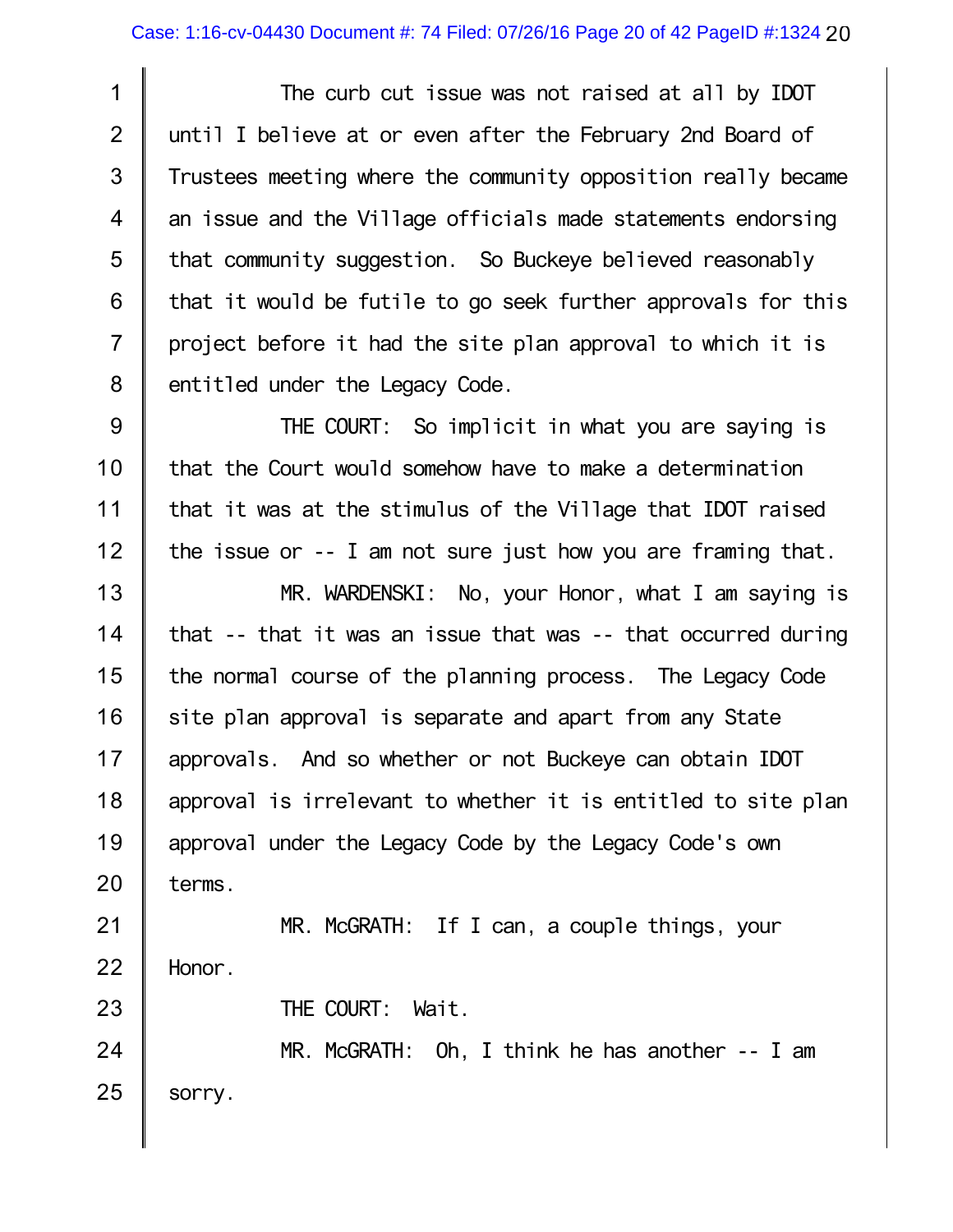The curb cut issue was not raised at all by IDOT until I believe at or even after the February 2nd Board of Trustees meeting where the community opposition really became an issue and the Village officials made statements endorsing that community suggestion. So Buckeye believed reasonably that it would be futile to go seek further approvals for this project before it had the site plan approval to which it is entitled under the Legacy Code.

THE COURT: So implicit in what you are saying is that the Court would somehow have to make a determination that it was at the stimulus of the Village that IDOT raised the issue or -- I am not sure just how you are framing that.

MR. WARDENSKI: No, your Honor, what I am saying is that -- that it was an issue that was -- that occurred during the normal course of the planning process. The Legacy Code site plan approval is separate and apart from any State approvals. And so whether or not Buckeye can obtain IDOT approval is irrelevant to whether it is entitled to site plan approval under the Legacy Code by the Legacy Code's own terms.

MR. McGRATH: If I can, a couple things, your Honor.

THE COURT: Wait.

MR. McGRATH: Oh, I think he has another -- I am sorry.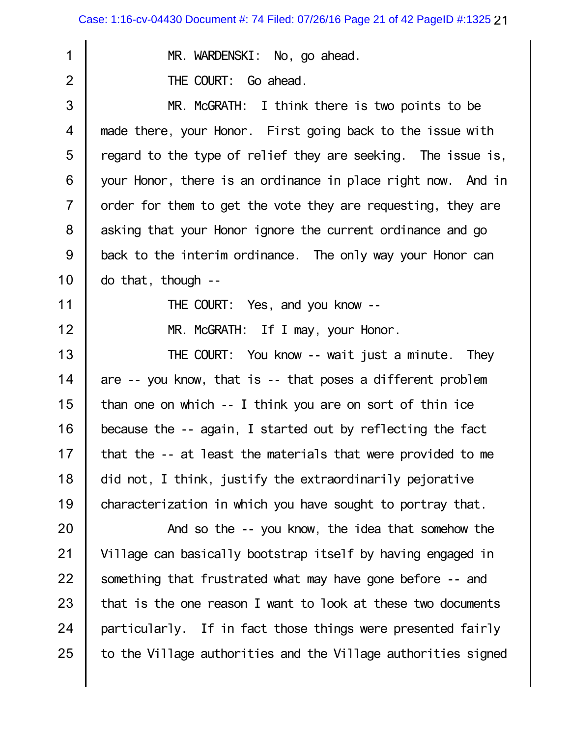MR. WARDENSKI: No, go ahead.

THE COURT: Go ahead.

MR. McGRATH: I think there is two points to be made there, your Honor. First going back to the issue with regard to the type of relief they are seeking. The issue is, your Honor, there is an ordinance in place right now. And in order for them to get the vote they are requesting, they are asking that your Honor ignore the current ordinance and go back to the interim ordinance. The only way your Honor can do that, though --

THE COURT: Yes, and you know --

MR. McGRATH: If I may, your Honor.

THE COURT: You know -- wait just a minute. They are -- you know, that is -- that poses a different problem than one on which -- I think you are on sort of thin ice because the -- again, I started out by reflecting the fact that the -- at least the materials that were provided to me did not, I think, justify the extraordinarily pejorative characterization in which you have sought to portray that.

And so the -- you know, the idea that somehow the Village can basically bootstrap itself by having engaged in something that frustrated what may have gone before -- and that is the one reason I want to look at these two documents particularly. If in fact those things were presented fairly to the Village authorities and the Village authorities signed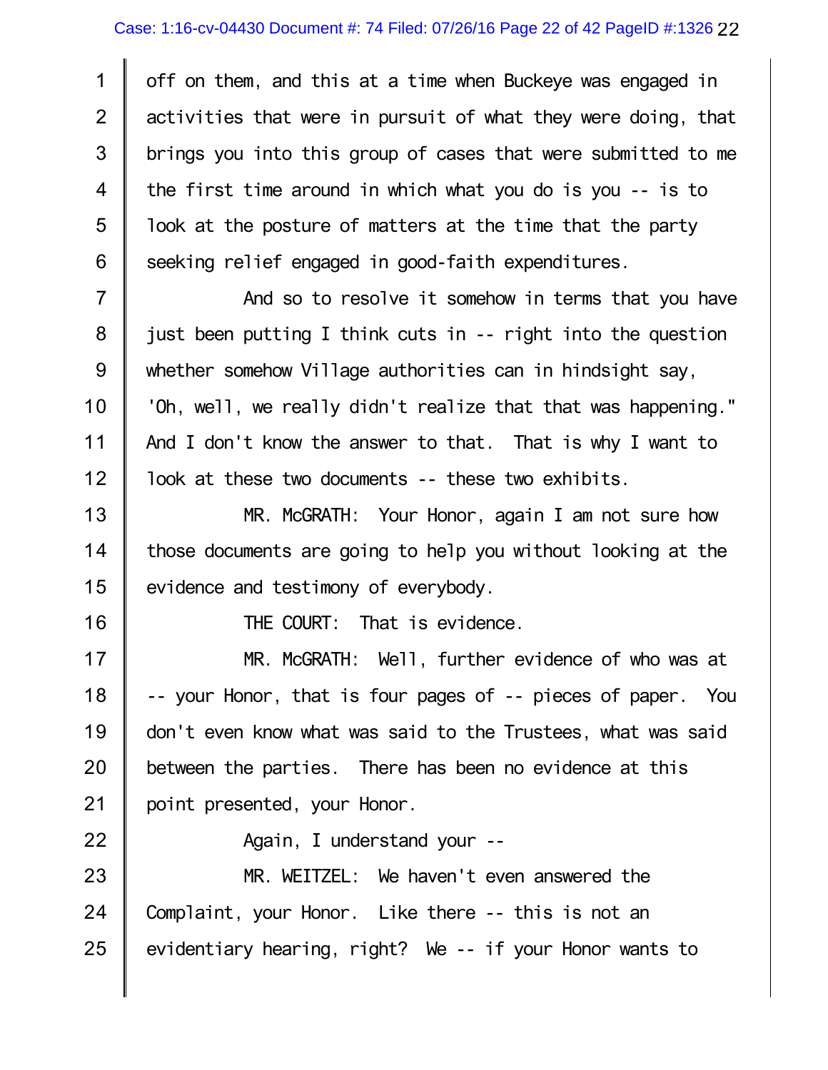off on them, and this at a time when Buckeye was engaged in activities that were in pursuit of what they were doing, that brings you into this group of cases that were submitted to me the first time around in which what you do is you -- is to look at the posture of matters at the time that the party seeking relief engaged in good-faith expenditures.

And so to resolve it somehow in terms that you have just been putting I think cuts in -- right into the question whether somehow Village authorities can in hindsight say, 'Oh, well, we really didn't realize that that was happening." And I don't know the answer to that. That is why I want to look at these two documents -- these two exhibits.

MR. McGRATH: Your Honor, again I am not sure how those documents are going to help you without looking at the evidence and testimony of everybody.

THE COURT: That is evidence.

MR. McGRATH: Well, further evidence of who was at -- your Honor, that is four pages of -- pieces of paper. You don't even know what was said to the Trustees, what was said between the parties. There has been no evidence at this point presented, your Honor.

Again, I understand your --

MR. WEITZEL: We haven't even answered the Complaint, your Honor. Like there -- this is not an evidentiary hearing, right? We -- if your Honor wants to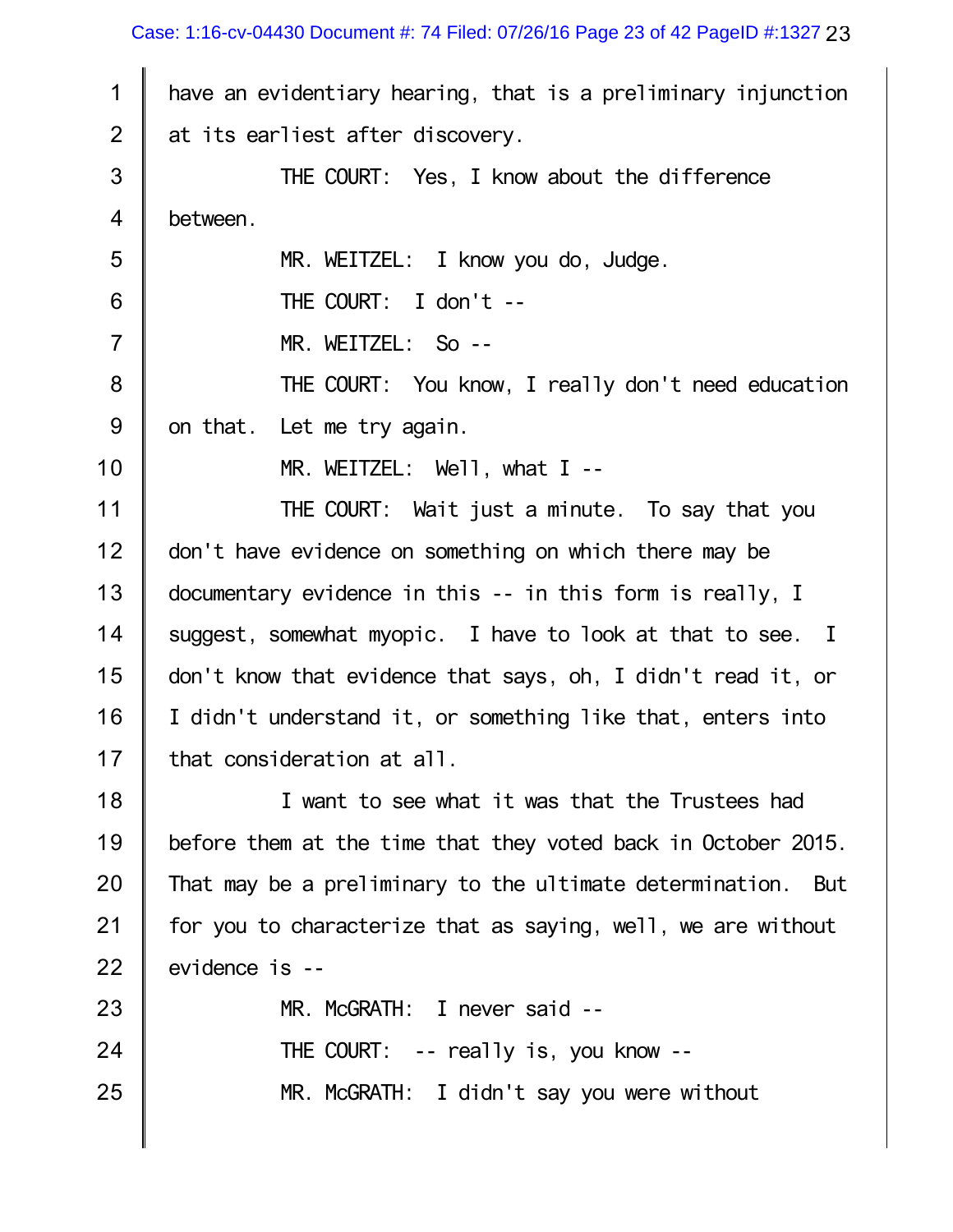have an evidentiary hearing, that is a preliminary injunction at its earliest after discovery.

THE COURT: Yes, I know about the difference between.

MR. WEITZEL: I know you do, Judge.

THE COURT: I don't --

MR. WEITZEL: So --

THE COURT: You know, I really don't need education on that. Let me try again.

MR. WEITZEL: Well, what I --

THE COURT: Wait just a minute. To say that you don't have evidence on something on which there may be documentary evidence in this -- in this form is really, I suggest, somewhat myopic. I have to look at that to see. I don't know that evidence that says, oh, I didn't read it, or I didn't understand it, or something like that, enters into that consideration at all.

I want to see what it was that the Trustees had before them at the time that they voted back in October 2015. That may be a preliminary to the ultimate determination. But for you to characterize that as saying, well, we are without evidence is --

MR. McGRATH: I never said --

THE COURT: -- really is, you know --

MR. McGRATH: I didn't say you were without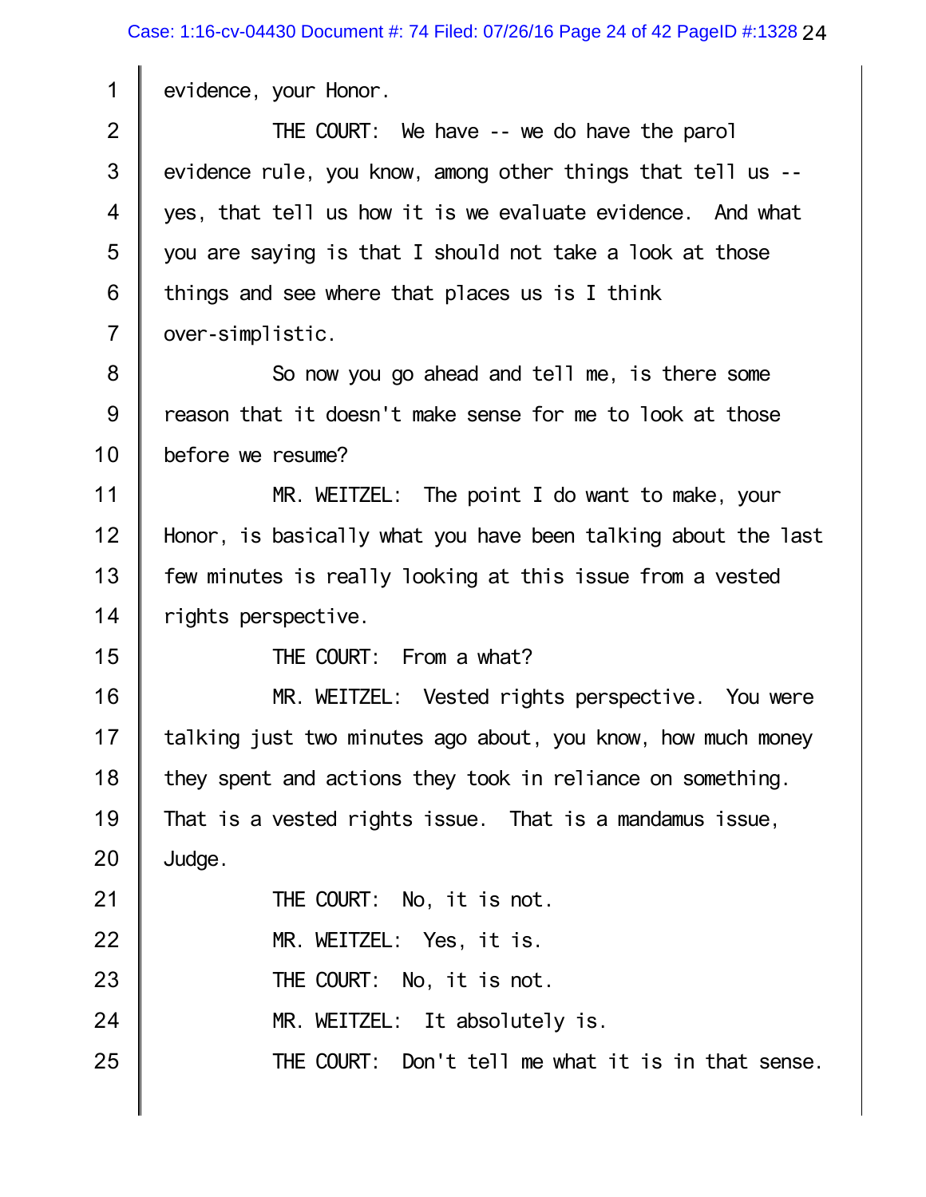evidence, your Honor.

THE COURT: We have -- we do have the parol evidence rule, you know, among other things that tell us -- yes, that tell us how it is we evaluate evidence. And what you are saying is that I should not take a look at those things and see where that places us is I think over-simplistic.

So now you go ahead and tell me, is there some reason that it doesn't make sense for me to look at those before we resume?

MR. WEITZEL: The point I do want to make, your Honor, is basically what you have been talking about the last few minutes is really looking at this issue from a vested rights perspective.

THE COURT: From a what?

MR. WEITZEL: Vested rights perspective. You were talking just two minutes ago about, you know, how much money they spent and actions they took in reliance on something. That is a vested rights issue. That is a mandamus issue, Judge.

THE COURT: No, it is not.

MR. WEITZEL: Yes, it is.

THE COURT: No, it is not.

MR. WEITZEL: It absolutely is.

THE COURT: Don't tell me what it is in that sense.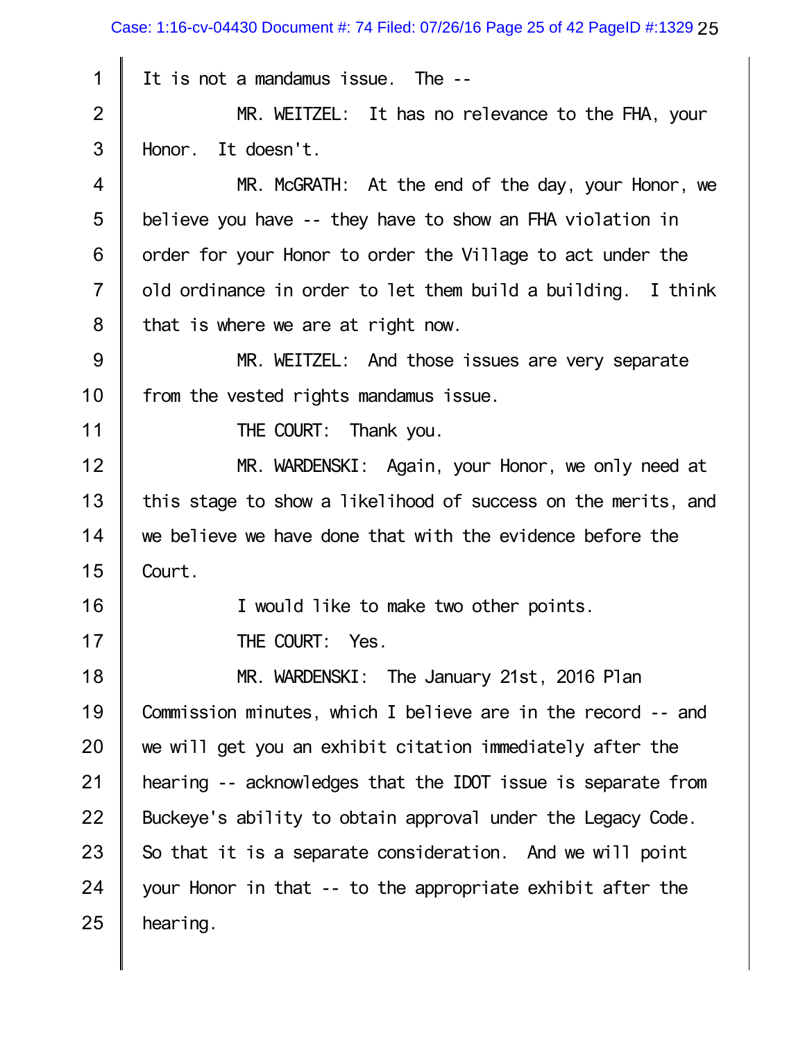It is not a mandamus issue. The --

MR. WEITZEL: It has no relevance to the FHA, your Honor. It doesn't.

MR. McGRATH: At the end of the day, your Honor, we believe you have -- they have to show an FHA violation in order for your Honor to order the Village to act under the old ordinance in order to let them build a building. I think that is where we are at right now.

MR. WEITZEL: And those issues are very separate from the vested rights mandamus issue.

THE COURT: Thank you.

MR. WARDENSKI: Again, your Honor, we only need at this stage to show a likelihood of success on the merits, and we believe we have done that with the evidence before the Court.

I would like to make two other points.

THE COURT: Yes.

MR. WARDENSKI: The January 21st, 2016 Plan Commission minutes, which I believe are in the record -- and we will get you an exhibit citation immediately after the hearing -- acknowledges that the IDOT issue is separate from Buckeye's ability to obtain approval under the Legacy Code. So that it is a separate consideration. And we will point your Honor in that -- to the appropriate exhibit after the hearing.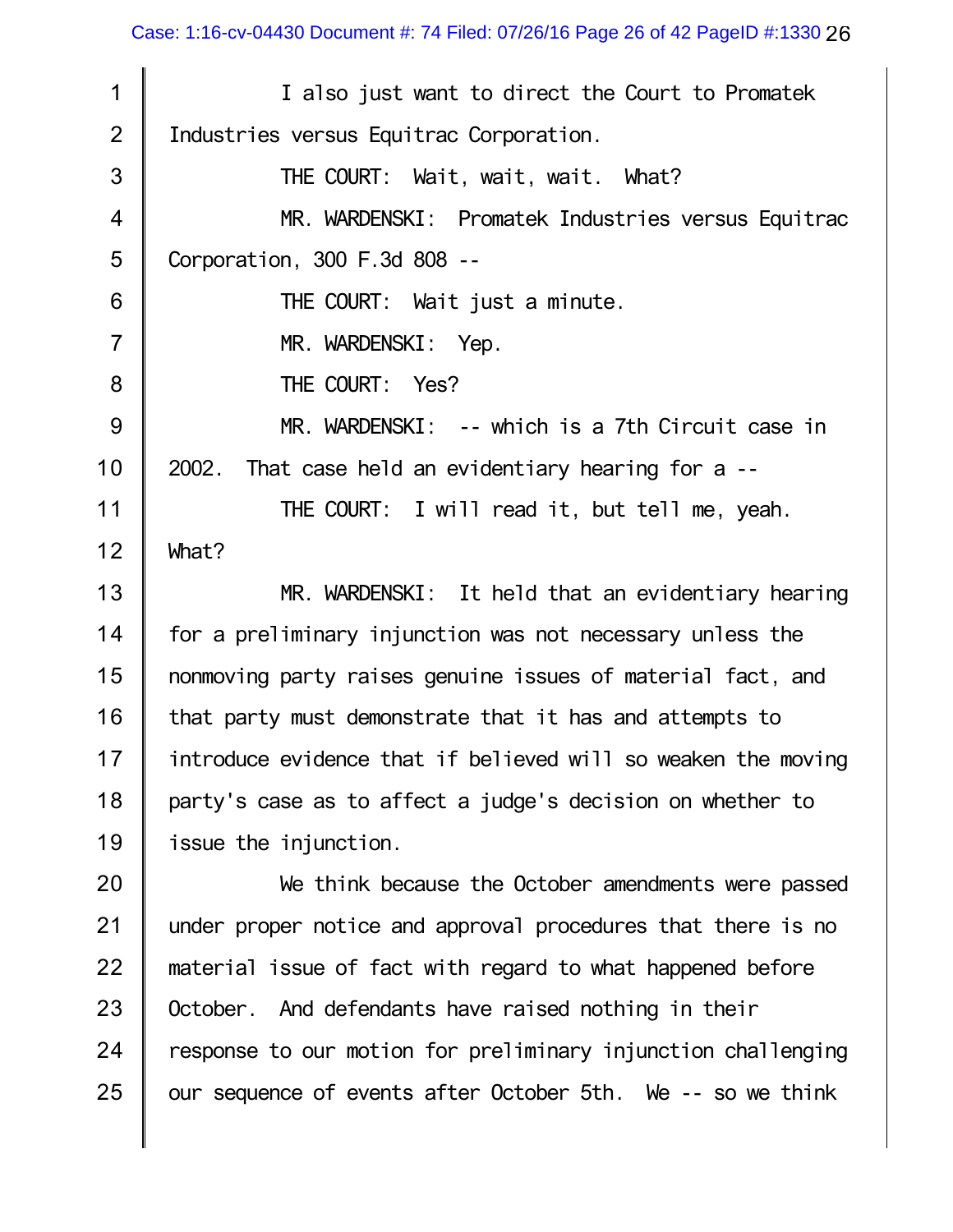I also just want to direct the Court to Promatek Industries versus Equitrac Corporation.

THE COURT: Wait, wait, wait. What?

MR. WARDENSKI: Promatek Industries versus Equitrac Corporation, 300 F.3d 808 --

THE COURT: Wait just a minute.

MR. WARDENSKI: Yep.

THE COURT: Yes?

MR. WARDENSKI: -- which is a 7th Circuit case in 2002. That case held an evidentiary hearing for a --

THE COURT: I will read it, but tell me, yeah. What?

MR. WARDENSKI: It held that an evidentiary hearing for a preliminary injunction was not necessary unless the nonmoving party raises genuine issues of material fact, and that party must demonstrate that it has and attempts to introduce evidence that if believed will so weaken the moving party's case as to affect a judge's decision on whether to issue the injunction.

We think because the October amendments were passed under proper notice and approval procedures that there is no material issue of fact with regard to what happened before October. And defendants have raised nothing in their response to our motion for preliminary injunction challenging our sequence of events after October 5th. We -- so we think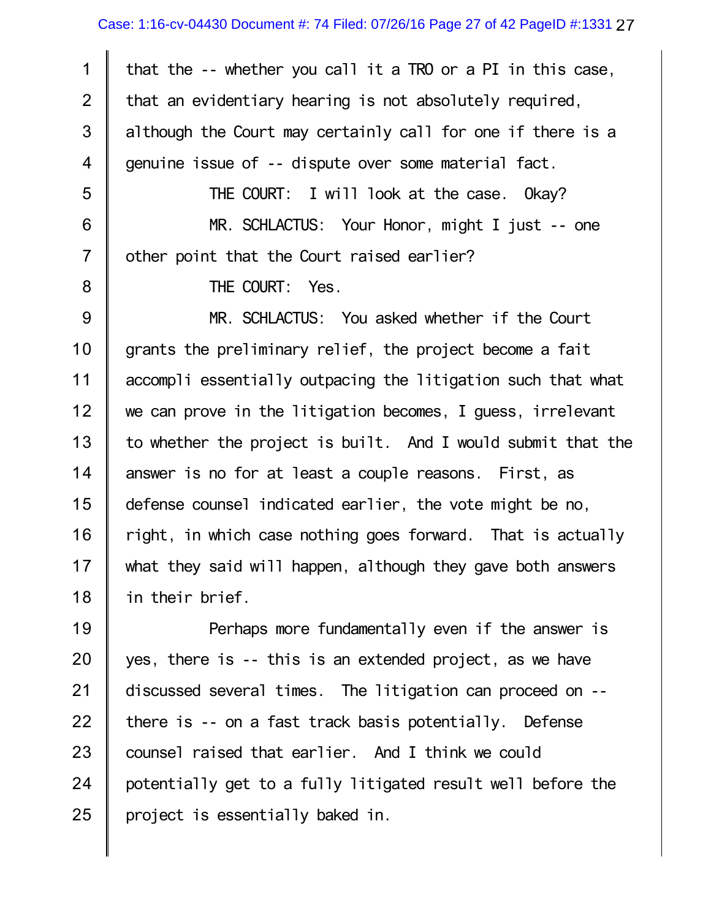that the -- whether you call it a TRO or a PI in this case, that an evidentiary hearing is not absolutely required, although the Court may certainly call for one if there is a genuine issue of -- dispute over some material fact.

THE COURT: I will look at the case. Okay?

MR. SCHLACTUS: Your Honor, might I just -- one other point that the Court raised earlier?

THE COURT: Yes.

MR. SCHLACTUS: You asked whether if the Court grants the preliminary relief, the project become a fait accompli essentially outpacing the litigation such that what we can prove in the litigation becomes, I guess, irrelevant to whether the project is built. And I would submit that the answer is no for at least a couple reasons. First, as defense counsel indicated earlier, the vote might be no, right, in which case nothing goes forward. That is actually what they said will happen, although they gave both answers in their brief.

Perhaps more fundamentally even if the answer is yes, there is -- this is an extended project, as we have discussed several times. The litigation can proceed on -- there is -- on a fast track basis potentially. Defense counsel raised that earlier. And I think we could potentially get to a fully litigated result well before the project is essentially baked in.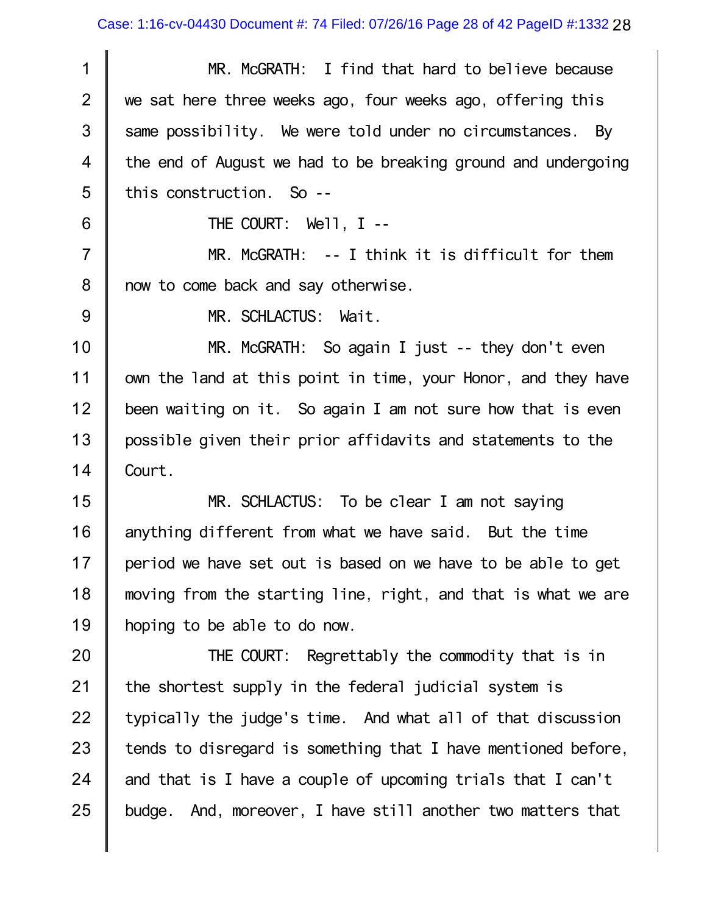MR. McGRATH: I find that hard to believe because we sat here three weeks ago, four weeks ago, offering this same possibility. We were told under no circumstances. By the end of August we had to be breaking ground and undergoing this construction. So --

THE COURT: Well, I --

MR. McGRATH: -- I think it is difficult for them now to come back and say otherwise.

MR. SCHLACTUS: Wait.

MR. McGRATH: So again I just -- they don't even own the land at this point in time, your Honor, and they have been waiting on it. So again I am not sure how that is even possible given their prior affidavits and statements to the Court.

MR. SCHLACTUS: To be clear I am not saying anything different from what we have said. But the time period we have set out is based on we have to be able to get moving from the starting line, right, and that is what we are hoping to be able to do now.

THE COURT: Regrettably the commodity that is in the shortest supply in the federal judicial system is typically the judge's time. And what all of that discussion tends to disregard is something that I have mentioned before, and that is I have a couple of upcoming trials that I can't budge. And, moreover, I have still another two matters that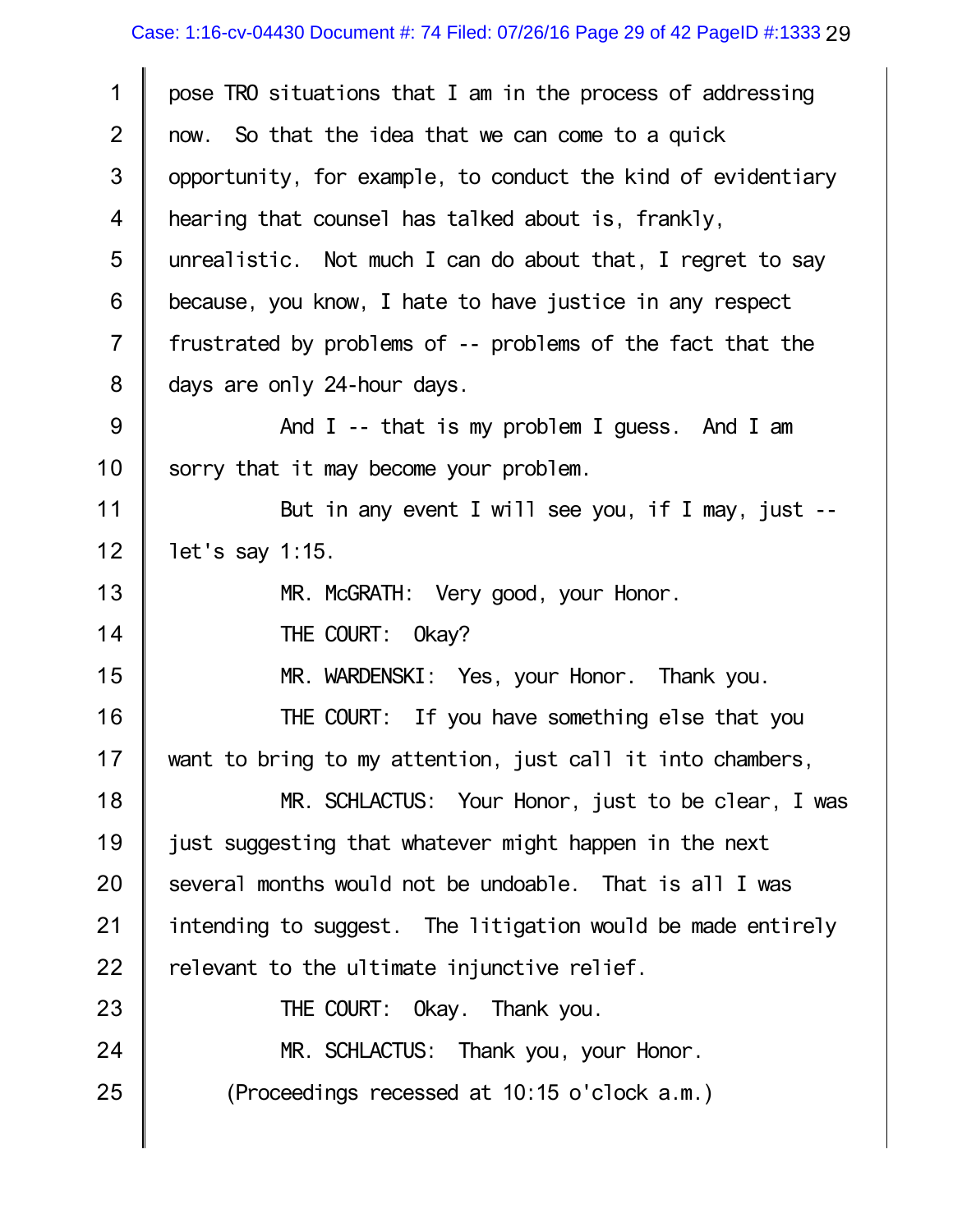pose TRO situations that I am in the process of addressing now. So that the idea that we can come to a quick opportunity, for example, to conduct the kind of evidentiary hearing that counsel has talked about is, frankly, unrealistic. Not much I can do about that, I regret to say because, you know, I hate to have justice in any respect frustrated by problems of -- problems of the fact that the days are only 24-hour days.

And I -- that is my problem I guess. And I am sorry that it may become your problem.

But in any event I will see you, if I may, just -- let's say 1:15.

MR. McGRATH: Very good, your Honor.

THE COURT: Okay?

MR. WARDENSKI: Yes, your Honor. Thank you.

THE COURT: If you have something else that you want to bring to my attention, just call it into chambers,

MR. SCHLACTUS: Your Honor, just to be clear, I was just suggesting that whatever might happen in the next several months would not be undoable. That is all I was intending to suggest. The litigation would be made entirely relevant to the ultimate injunctive relief.

THE COURT: Okay. Thank you.

MR. SCHLACTUS: Thank you, your Honor.

(Proceedings recessed at 10:15 o'clock a.m.)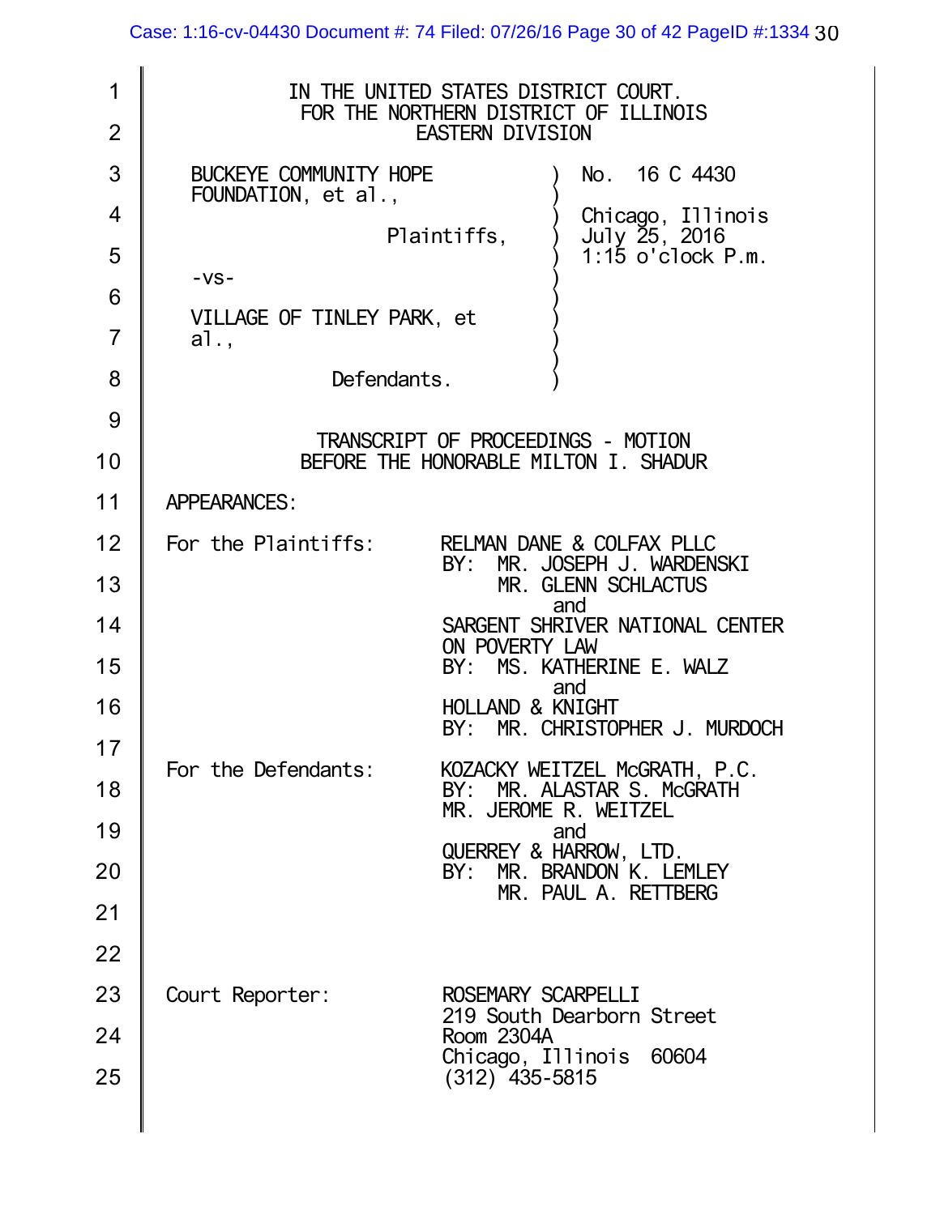IN THE UNITED STATES DISTRICT COURT.
FOR THE NORTHERN DISTRICT OF ILLINOIS
EASTERN DIVISION

BUCKEYE COMMUNITY HOPE FOUNDATION, et al.,

Plaintiffs,

-vs-

VILLAGE OF TINLEY PARK, et al.,

Defendants.

No. 16 C 4430

Chicago, Illinois
July 25, 2016
1:15 o'clock P.m.

TRANSCRIPT OF PROCEEDINGS - MOTION
BEFORE THE HONORABLE MILTON I. SHADUR

APPEARANCES:

For the Plaintiffs: RELMAN DANE & COLFAX PLLC
BY: MR. JOSEPH J. WARDENSKI
MR. GLENN SCHLACTUS
and
SARGENT SHRIVER NATIONAL CENTER ON POVERTY LAW
BY: MS. KATHERINE E. WALZ
and
HOLLAND & KNIGHT
BY: MR. CHRISTOPHER J. MURDOCH

For the Defendants: KOZACKY WEITZEL McGRATH, P.C.
BY: MR. ALASTAR S. McGRATH
MR. JEROME R. WEITZEL
and
QUERREY & HARROW, LTD.
BY: MR. BRANDON K. LEMLEY
MR. PAUL A. RETTBERG

Court Reporter: ROSEMARY SCARPELLI
219 South Dearborn Street
Room 2304A
Chicago, Illinois 60604
(312) 435-5815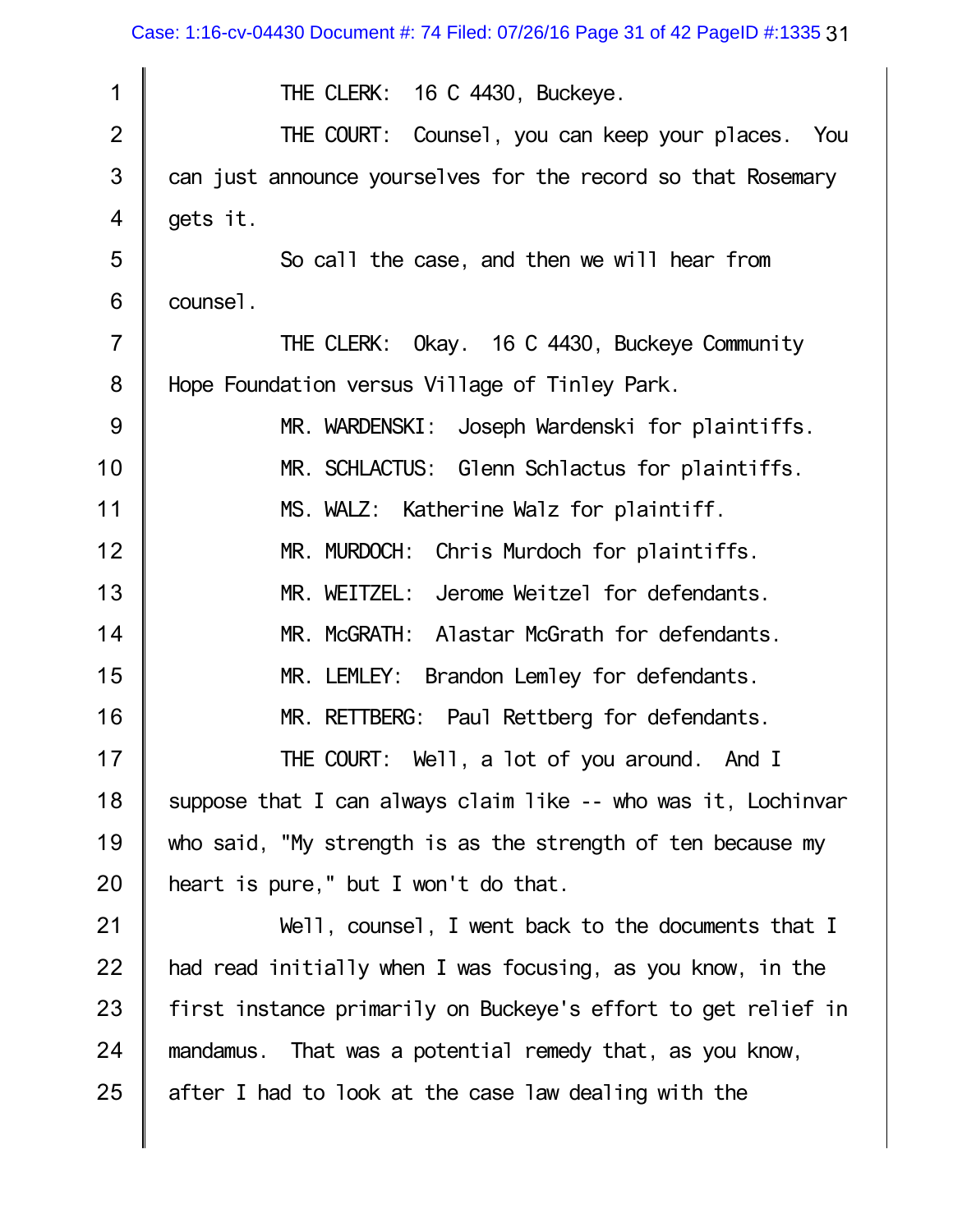THE CLERK: 16 C 4430, Buckeye.

THE COURT: Counsel, you can keep your places. You can just announce yourselves for the record so that Rosemary gets it.

So call the case, and then we will hear from counsel.

THE CLERK: Okay. 16 C 4430, Buckeye Community Hope Foundation versus Village of Tinley Park.

MR. WARDENSKI: Joseph Wardenski for plaintiffs.

MR. SCHLACTUS: Glenn Schlactus for plaintiffs.

MS. WALZ: Katherine Walz for plaintiff.

MR. MURDOCH: Chris Murdoch for plaintiffs.

MR. WEITZEL: Jerome Weitzel for defendants.

MR. McGRATH: Alastar McGrath for defendants.

MR. LEMLEY: Brandon Lemley for defendants.

MR. RETTBERG: Paul Rettberg for defendants.

THE COURT: Well, a lot of you around. And I suppose that I can always claim like -- who was it, Lochinvar who said, "My strength is as the strength of ten because my heart is pure," but I won't do that.

Well, counsel, I went back to the documents that I had read initially when I was focusing, as you know, in the first instance primarily on Buckeye's effort to get relief in mandamus. That was a potential remedy that, as you know, after I had to look at the case law dealing with the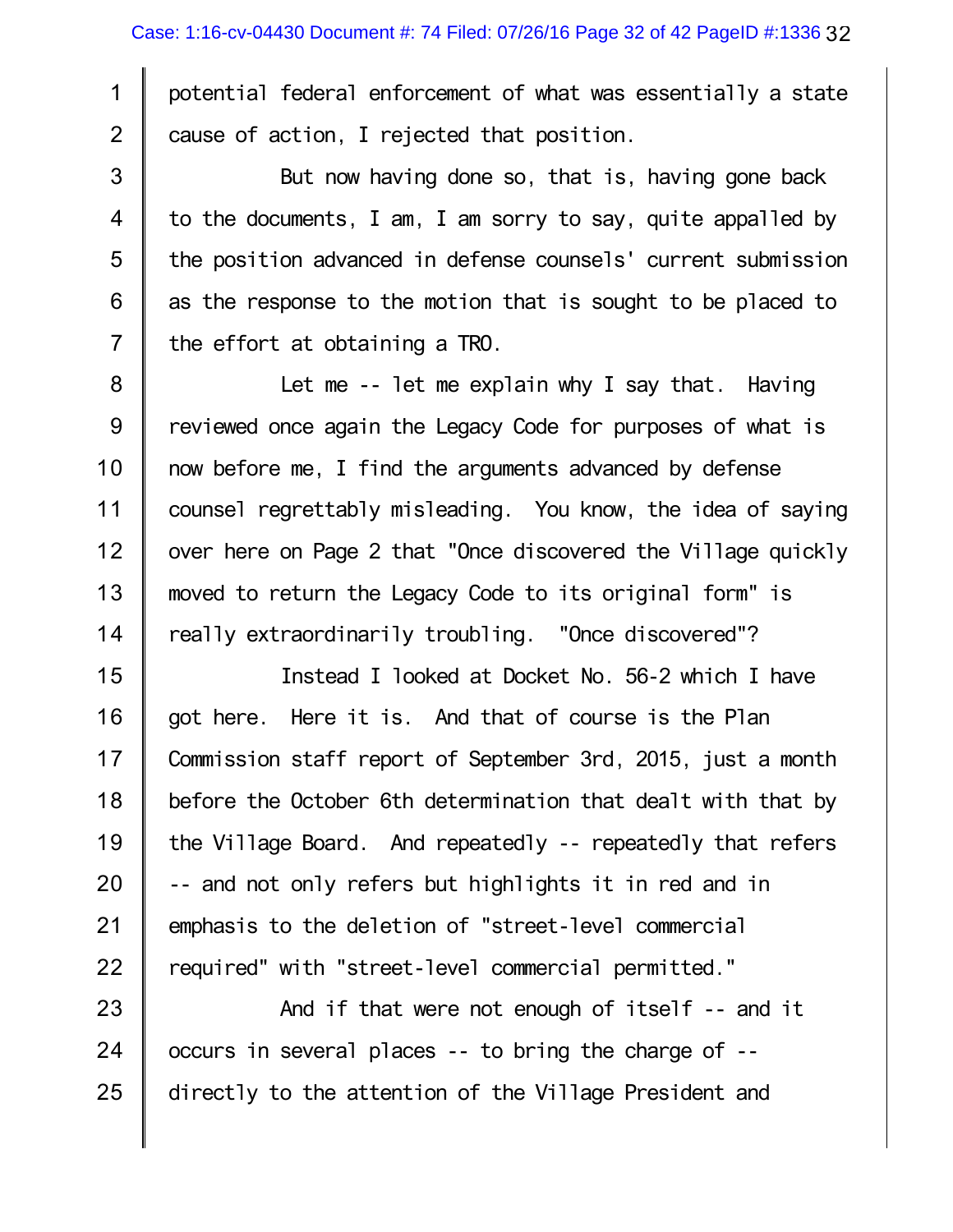potential federal enforcement of what was essentially a state cause of action, I rejected that position.

But now having done so, that is, having gone back to the documents, I am, I am sorry to say, quite appalled by the position advanced in defense counsels' current submission as the response to the motion that is sought to be placed to the effort at obtaining a TRO.

Let me -- let me explain why I say that. Having reviewed once again the Legacy Code for purposes of what is now before me, I find the arguments advanced by defense counsel regrettably misleading. You know, the idea of saying over here on Page 2 that "Once discovered the Village quickly moved to return the Legacy Code to its original form" is really extraordinarily troubling. "Once discovered"?

Instead I looked at Docket No. 56-2 which I have got here. Here it is. And that of course is the Plan Commission staff report of September 3rd, 2015, just a month before the October 6th determination that dealt with that by the Village Board. And repeatedly -- repeatedly that refers -- and not only refers but highlights it in red and in emphasis to the deletion of "street-level commercial required" with "street-level commercial permitted."

And if that were not enough of itself -- and it occurs in several places -- to bring the charge of -- directly to the attention of the Village President and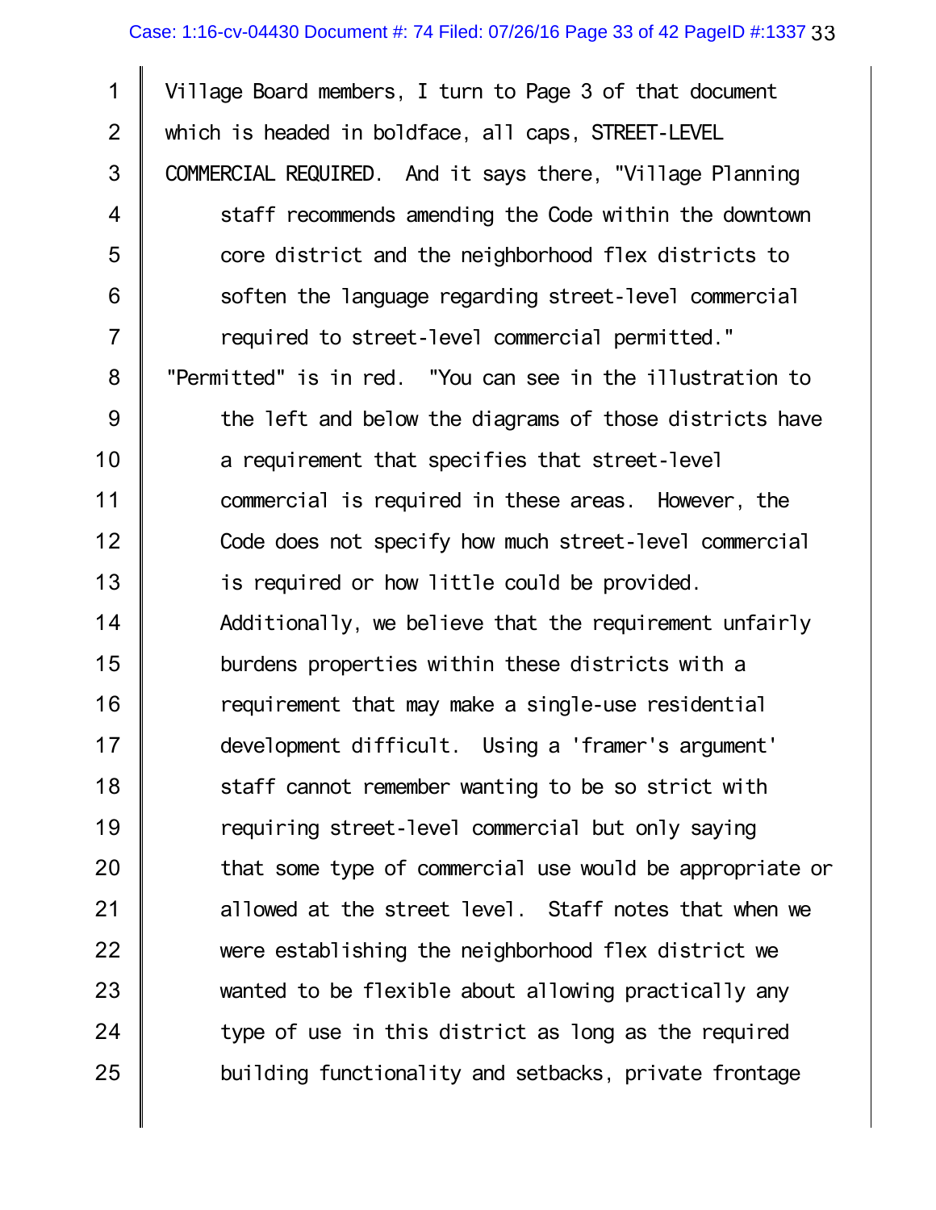Village Board members, I turn to Page 3 of that document which is headed in boldface, all caps, STREET-LEVEL COMMERCIAL REQUIRED. And it says there, "Village Planning staff recommends amending the Code within the downtown core district and the neighborhood flex districts to soften the language regarding street-level commercial required to street-level commercial permitted."

"Permitted" is in red. "You can see in the illustration to the left and below the diagrams of those districts have a requirement that specifies that street-level commercial is required in these areas. However, the Code does not specify how much street-level commercial is required or how little could be provided. Additionally, we believe that the requirement unfairly burdens properties within these districts with a requirement that may make a single-use residential development difficult. Using a 'framer's argument' staff cannot remember wanting to be so strict with requiring street-level commercial but only saying that some type of commercial use would be appropriate or allowed at the street level. Staff notes that when we were establishing the neighborhood flex district we wanted to be flexible about allowing practically any type of use in this district as long as the required building functionality and setbacks, private frontage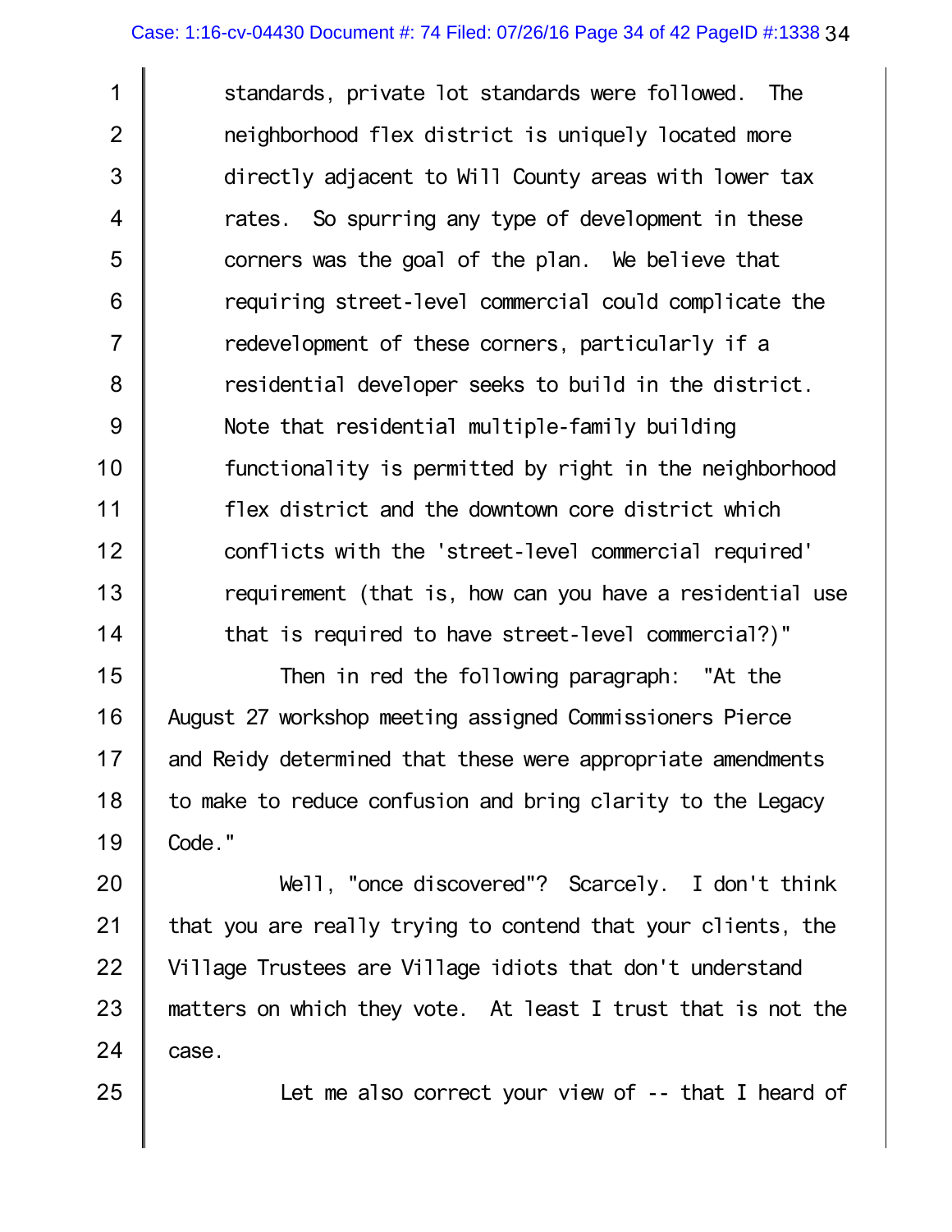standards, private lot standards were followed. The neighborhood flex district is uniquely located more directly adjacent to Will County areas with lower tax rates. So spurring any type of development in these corners was the goal of the plan. We believe that requiring street-level commercial could complicate the redevelopment of these corners, particularly if a residential developer seeks to build in the district. Note that residential multiple-family building functionality is permitted by right in the neighborhood flex district and the downtown core district which conflicts with the 'street-level commercial required' requirement (that is, how can you have a residential use that is required to have street-level commercial?)"

Then in red the following paragraph: "At the August 27 workshop meeting assigned Commissioners Pierce and Reidy determined that these were appropriate amendments to make to reduce confusion and bring clarity to the Legacy Code."

Well, "once discovered"? Scarcely. I don't think that you are really trying to contend that your clients, the Village Trustees are Village idiots that don't understand matters on which they vote. At least I trust that is not the case.

Let me also correct your view of -- that I heard of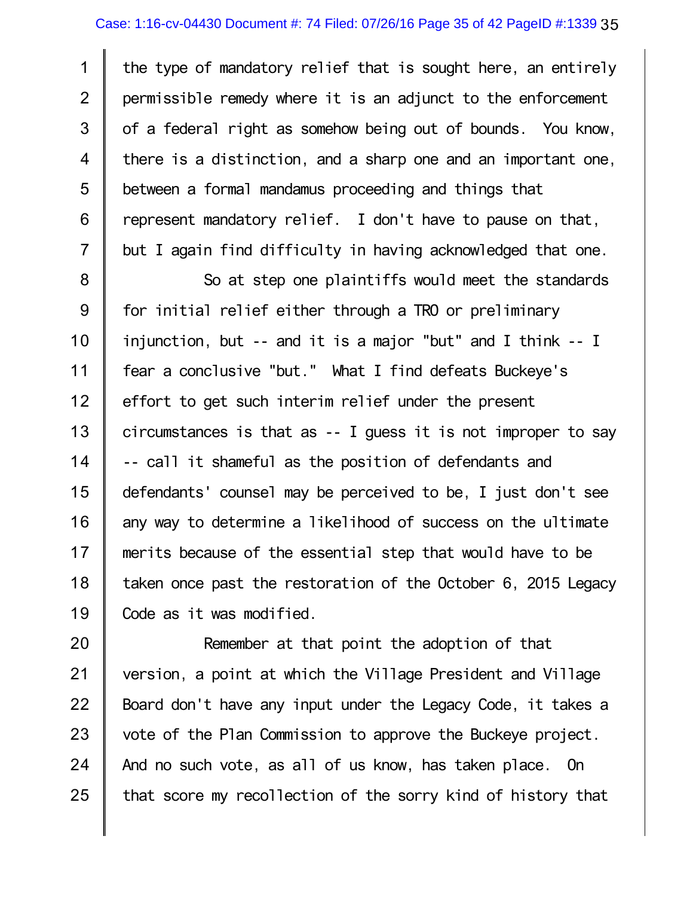the type of mandatory relief that is sought here, an entirely permissible remedy where it is an adjunct to the enforcement of a federal right as somehow being out of bounds. You know, there is a distinction, and a sharp one and an important one, between a formal mandamus proceeding and things that represent mandatory relief. I don't have to pause on that, but I again find difficulty in having acknowledged that one.

So at step one plaintiffs would meet the standards for initial relief either through a TRO or preliminary injunction, but -- and it is a major "but" and I think -- I fear a conclusive "but." What I find defeats Buckeye's effort to get such interim relief under the present circumstances is that as -- I guess it is not improper to say -- call it shameful as the position of defendants and defendants' counsel may be perceived to be, I just don't see any way to determine a likelihood of success on the ultimate merits because of the essential step that would have to be taken once past the restoration of the October 6, 2015 Legacy Code as it was modified.

Remember at that point the adoption of that version, a point at which the Village President and Village Board don't have any input under the Legacy Code, it takes a vote of the Plan Commission to approve the Buckeye project. And no such vote, as all of us know, has taken place. On that score my recollection of the sorry kind of history that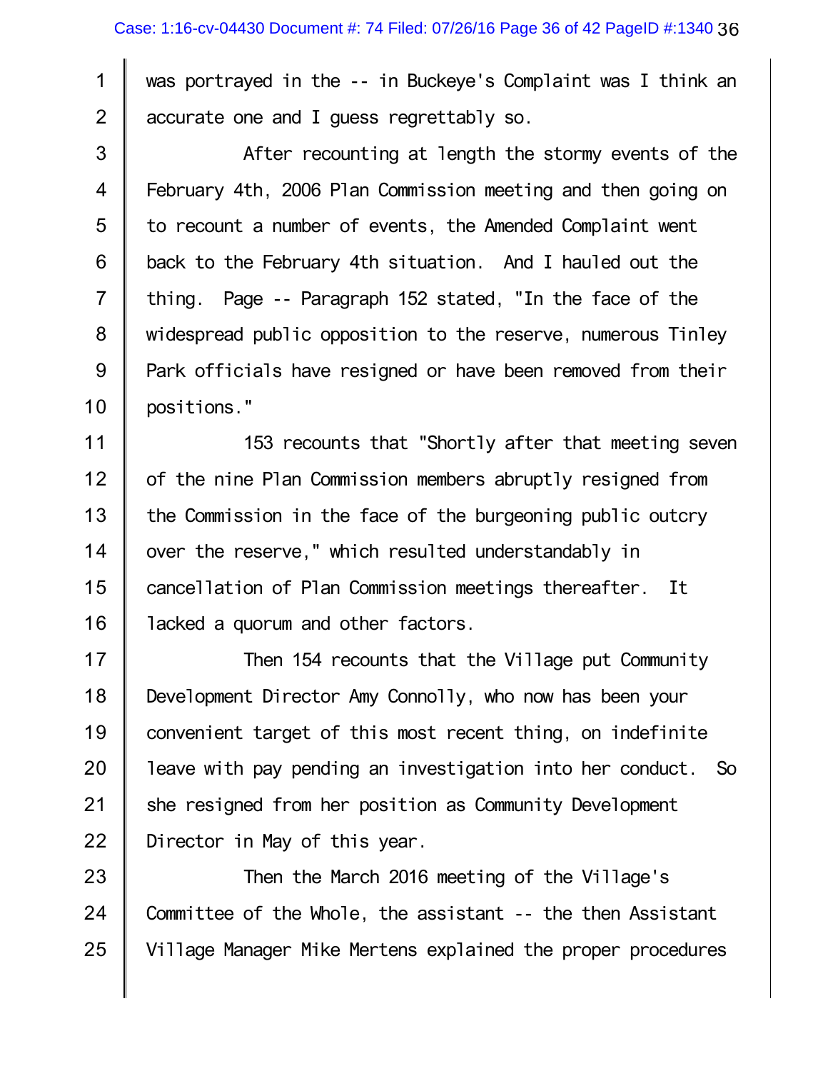was portrayed in the -- in Buckeye's Complaint was I think an accurate one and I guess regrettably so.

After recounting at length the stormy events of the February 4th, 2006 Plan Commission meeting and then going on to recount a number of events, the Amended Complaint went back to the February 4th situation. And I hauled out the thing. Page -- Paragraph 152 stated, "In the face of the widespread public opposition to the reserve, numerous Tinley Park officials have resigned or have been removed from their positions."

153 recounts that "Shortly after that meeting seven of the nine Plan Commission members abruptly resigned from the Commission in the face of the burgeoning public outcry over the reserve," which resulted understandably in cancellation of Plan Commission meetings thereafter. It lacked a quorum and other factors.

Then 154 recounts that the Village put Community Development Director Amy Connolly, who now has been your convenient target of this most recent thing, on indefinite leave with pay pending an investigation into her conduct. So she resigned from her position as Community Development Director in May of this year.

Then the March 2016 meeting of the Village's Committee of the Whole, the assistant -- the then Assistant Village Manager Mike Mertens explained the proper procedures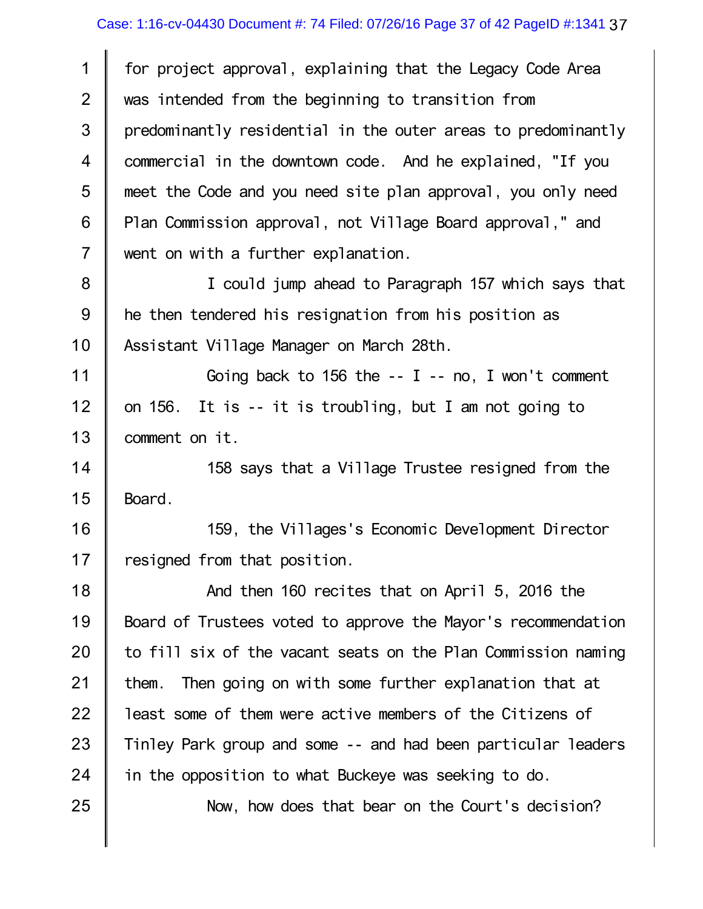for project approval, explaining that the Legacy Code Area was intended from the beginning to transition from predominantly residential in the outer areas to predominantly commercial in the downtown code. And he explained, "If you meet the Code and you need site plan approval, you only need Plan Commission approval, not Village Board approval," and went on with a further explanation.

I could jump ahead to Paragraph 157 which says that he then tendered his resignation from his position as Assistant Village Manager on March 28th.

Going back to 156 the -- I -- no, I won't comment on 156. It is -- it is troubling, but I am not going to comment on it.

158 says that a Village Trustee resigned from the Board.

159, the Villages's Economic Development Director resigned from that position.

And then 160 recites that on April 5, 2016 the Board of Trustees voted to approve the Mayor's recommendation to fill six of the vacant seats on the Plan Commission naming them. Then going on with some further explanation that at least some of them were active members of the Citizens of Tinley Park group and some -- and had been particular leaders in the opposition to what Buckeye was seeking to do.

Now, how does that bear on the Court's decision?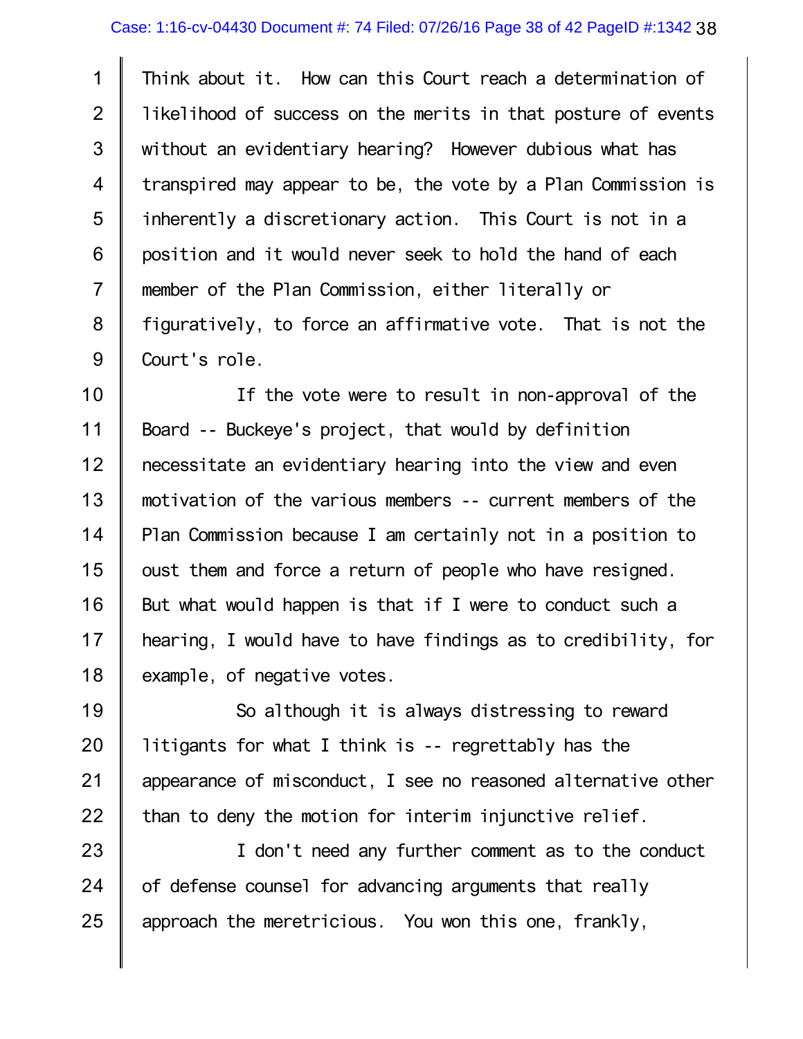Think about it. How can this Court reach a determination of likelihood of success on the merits in that posture of events without an evidentiary hearing? However dubious what has transpired may appear to be, the vote by a Plan Commission is inherently a discretionary action. This Court is not in a position and it would never seek to hold the hand of each member of the Plan Commission, either literally or figuratively, to force an affirmative vote. That is not the Court's role.

If the vote were to result in non-approval of the Board -- Buckeye's project, that would by definition necessitate an evidentiary hearing into the view and even motivation of the various members -- current members of the Plan Commission because I am certainly not in a position to oust them and force a return of people who have resigned. But what would happen is that if I were to conduct such a hearing, I would have to have findings as to credibility, for example, of negative votes.

So although it is always distressing to reward litigants for what I think is -- regrettably has the appearance of misconduct, I see no reasoned alternative other than to deny the motion for interim injunctive relief.

I don't need any further comment as to the conduct of defense counsel for advancing arguments that really approach the meretricious. You won this one, frankly,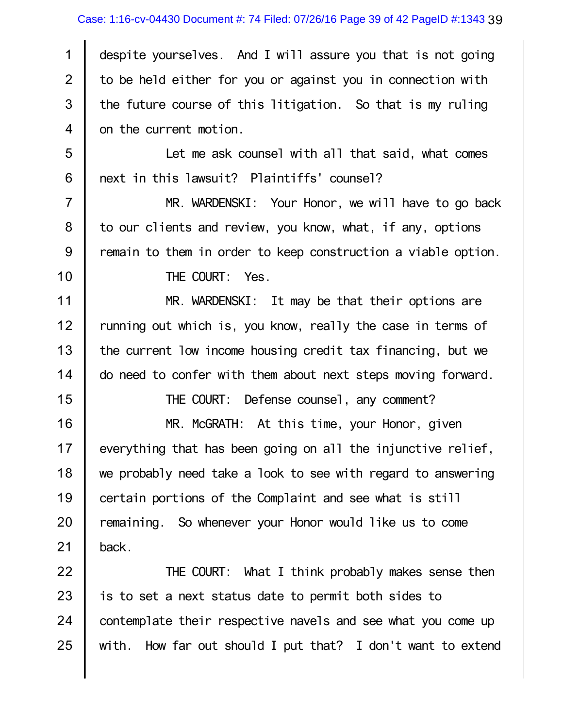despite yourselves. And I will assure you that is not going to be held either for you or against you in connection with the future course of this litigation. So that is my ruling on the current motion.

Let me ask counsel with all that said, what comes next in this lawsuit? Plaintiffs' counsel?

MR. WARDENSKI: Your Honor, we will have to go back to our clients and review, you know, what, if any, options remain to them in order to keep construction a viable option.

THE COURT: Yes.

MR. WARDENSKI: It may be that their options are running out which is, you know, really the case in terms of the current low income housing credit tax financing, but we do need to confer with them about next steps moving forward.

THE COURT: Defense counsel, any comment?

MR. McGRATH: At this time, your Honor, given everything that has been going on all the injunctive relief, we probably need take a look to see with regard to answering certain portions of the Complaint and see what is still remaining. So whenever your Honor would like us to come back.

THE COURT: What I think probably makes sense then is to set a next status date to permit both sides to contemplate their respective navels and see what you come up with. How far out should I put that? I don't want to extend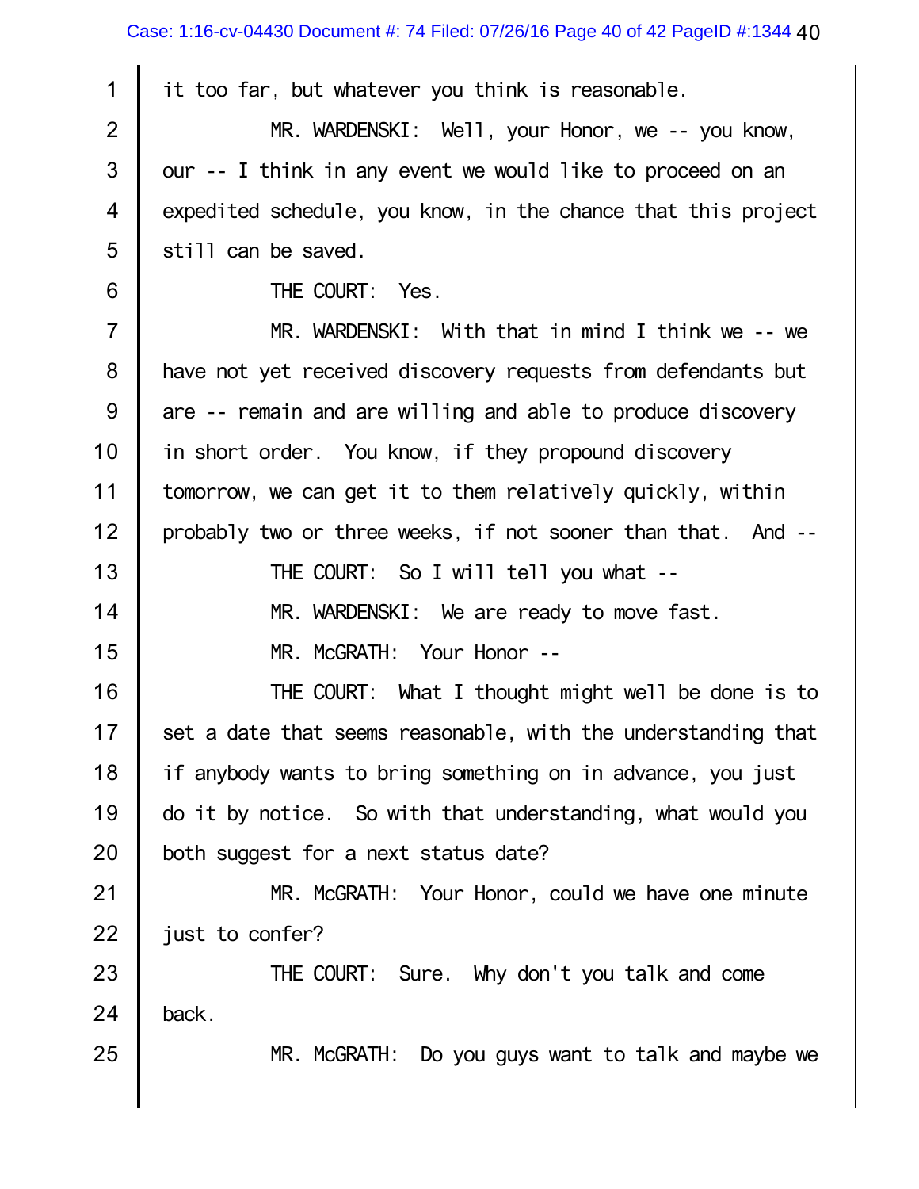it too far, but whatever you think is reasonable.

MR. WARDENSKI: Well, your Honor, we -- you know, our -- I think in any event we would like to proceed on an expedited schedule, you know, in the chance that this project still can be saved.

THE COURT: Yes.

MR. WARDENSKI: With that in mind I think we -- we have not yet received discovery requests from defendants but are -- remain and are willing and able to produce discovery in short order. You know, if they propound discovery tomorrow, we can get it to them relatively quickly, within probably two or three weeks, if not sooner than that. And --

THE COURT: So I will tell you what --

MR. WARDENSKI: We are ready to move fast.

MR. McGRATH: Your Honor --

THE COURT: What I thought might well be done is to set a date that seems reasonable, with the understanding that if anybody wants to bring something on in advance, you just do it by notice. So with that understanding, what would you both suggest for a next status date?

MR. McGRATH: Your Honor, could we have one minute just to confer?

THE COURT: Sure. Why don't you talk and come back.

MR. McGRATH: Do you guys want to talk and maybe we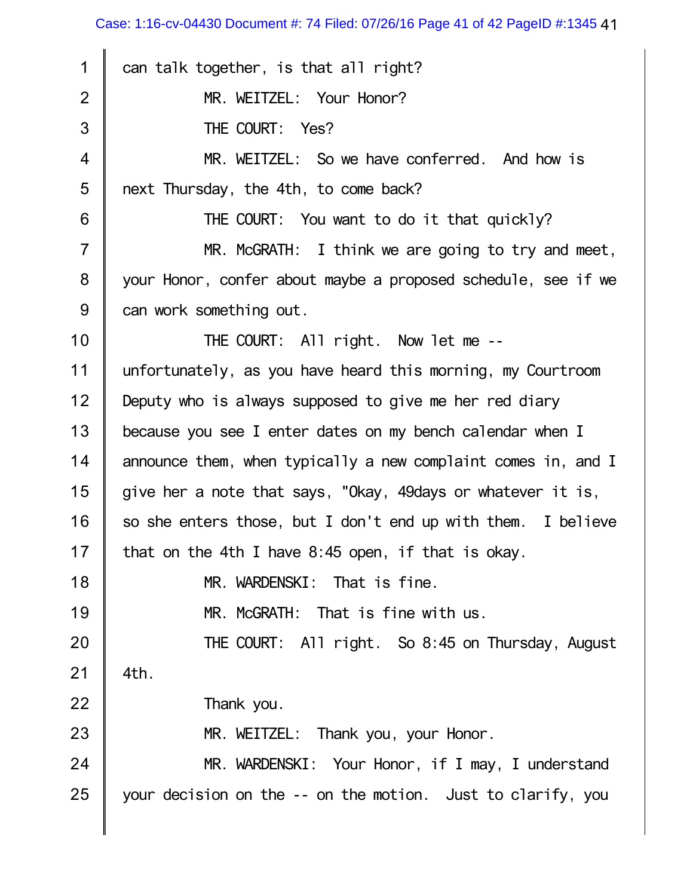can talk together, is that all right?

MR. WEITZEL: Your Honor?

THE COURT: Yes?

MR. WEITZEL: So we have conferred. And how is next Thursday, the 4th, to come back?

THE COURT: You want to do it that quickly?

MR. McGRATH: I think we are going to try and meet, your Honor, confer about maybe a proposed schedule, see if we can work something out.

THE COURT: All right. Now let me -- unfortunately, as you have heard this morning, my Courtroom Deputy who is always supposed to give me her red diary because you see I enter dates on my bench calendar when I announce them, when typically a new complaint comes in, and I give her a note that says, "Okay, 49days or whatever it is, so she enters those, but I don't end up with them. I believe that on the 4th I have 8:45 open, if that is okay.

MR. WARDENSKI: That is fine.

MR. McGRATH: That is fine with us.

THE COURT: All right. So 8:45 on Thursday, August 4th.

Thank you.

MR. WEITZEL: Thank you, your Honor.

MR. WARDENSKI: Your Honor, if I may, I understand your decision on the -- on the motion. Just to clarify, you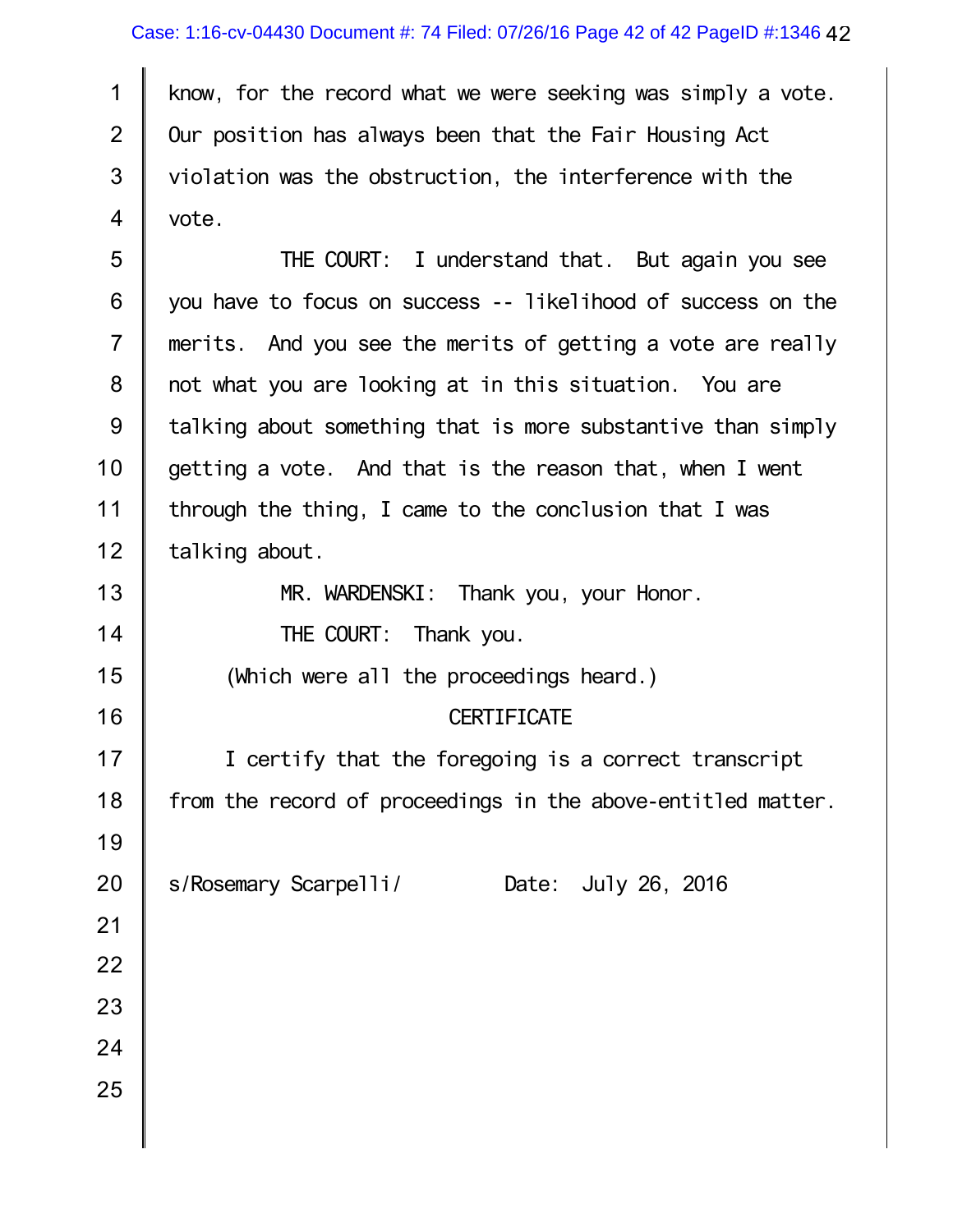know, for the record what we were seeking was simply a vote. Our position has always been that the Fair Housing Act violation was the obstruction, the interference with the vote.

THE COURT: I understand that. But again you see you have to focus on success -- likelihood of success on the merits. And you see the merits of getting a vote are really not what you are looking at in this situation. You are talking about something that is more substantive than simply getting a vote. And that is the reason that, when I went through the thing, I came to the conclusion that I was talking about.

MR. WARDENSKI: Thank you, your Honor.

THE COURT: Thank you.

(Which were all the proceedings heard.)

CERTIFICATE

I certify that the foregoing is a correct transcript from the record of proceedings in the above-entitled matter.

s/Rosemary Scarpelli/ Date: July 26, 2016